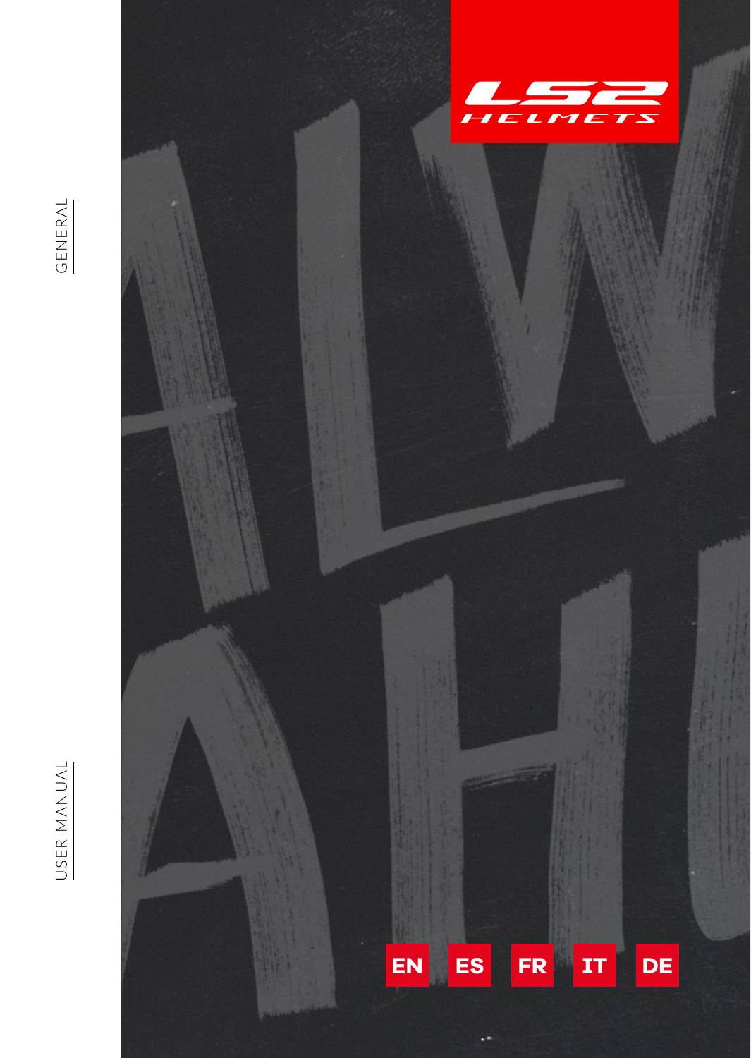USER MANUAL

GENERAL

LS2 HELMETS

EN ES FR IT DE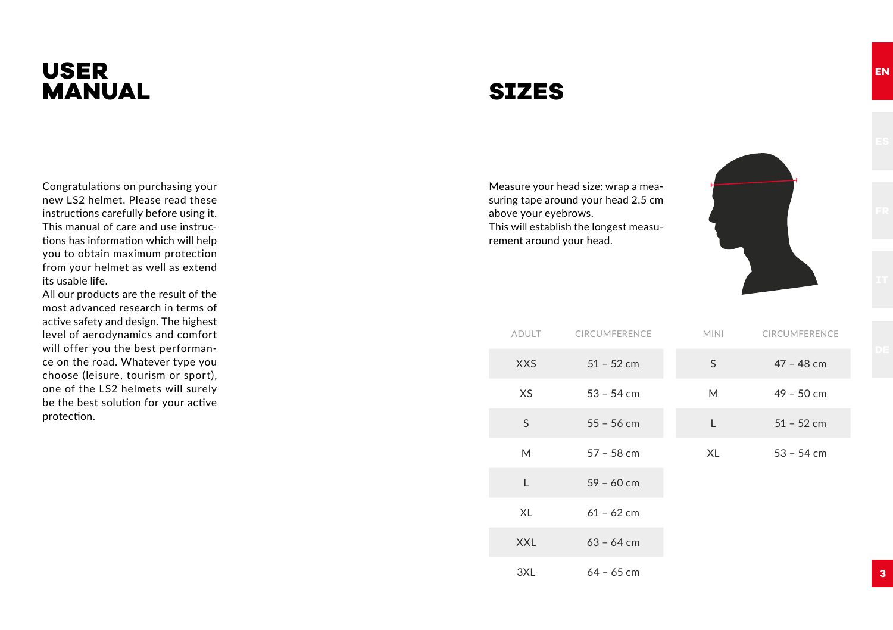# USER MANUAL

Congratulations on purchasing your new LS2 helmet. Please read these instructions carefully before using it. This manual of care and use instructions has information which will help you to obtain maximum protection from your helmet as well as extend its usable life.
All our products are the result of the most advanced research in terms of active safety and design. The highest level of aerodynamics and comfort will offer you the best performance on the road. Whatever type you choose (leisure, tourism or sport), one of the LS2 helmets will surely be the best solution for your active protection.

# SIZES

Measure your head size: wrap a measuring tape around your head 2.5 cm above your eyebrows.
This will establish the longest measurement around your head.

| ADULT | CIRCUMFERENCE |
|---|---|
| XXS | 51 – 52 cm |
| XS | 53 – 54 cm |
| S | 55 – 56 cm |
| M | 57 – 58 cm |
| L | 59 – 60 cm |
| XL | 61 – 62 cm |
| XXL | 63 – 64 cm |
| 3XL | 64 – 65 cm |

| MINI | CIRCUMFERENCE |
|---|---|
| S | 47 – 48 cm |
| M | 49 – 50 cm |
| L | 51 – 52 cm |
| XL | 53 – 54 cm |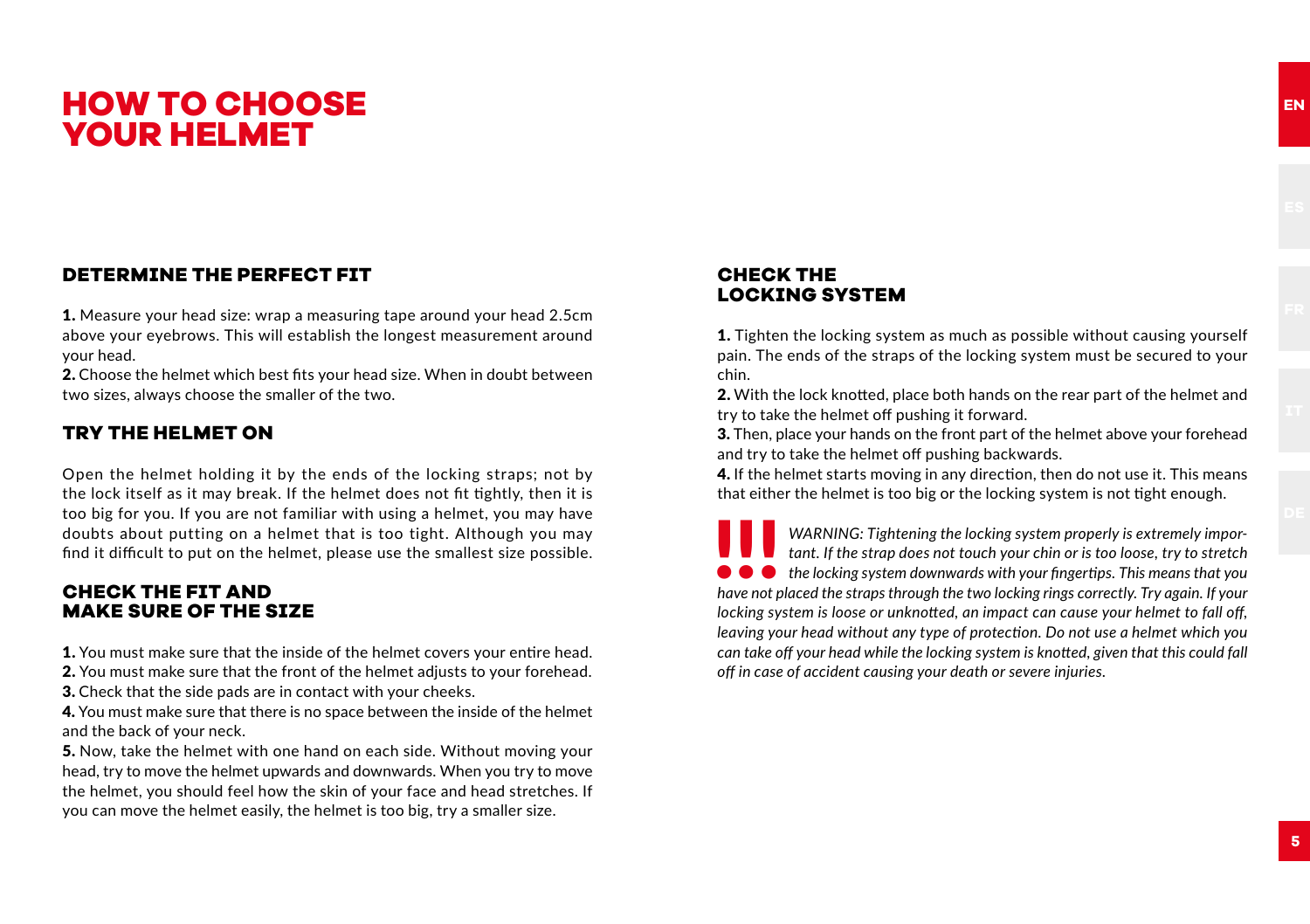# HOW TO CHOOSE YOUR HELMET

## DETERMINE THE PERFECT FIT

**1.** Measure your head size: wrap a measuring tape around your head 2.5cm above your eyebrows. This will establish the longest measurement around your head.
**2.** Choose the helmet which best fits your head size. When in doubt between two sizes, always choose the smaller of the two.

## TRY THE HELMET ON

Open the helmet holding it by the ends of the locking straps; not by the lock itself as it may break. If the helmet does not fit tightly, then it is too big for you. If you are not familiar with using a helmet, you may have doubts about putting on a helmet that is too tight. Although you may find it difficult to put on the helmet, please use the smallest size possible.

## CHECK THE FIT AND MAKE SURE OF THE SIZE

**1.** You must make sure that the inside of the helmet covers your entire head.
**2.** You must make sure that the front of the helmet adjusts to your forehead.
**3.** Check that the side pads are in contact with your cheeks.
**4.** You must make sure that there is no space between the inside of the helmet and the back of your neck.
**5.** Now, take the helmet with one hand on each side. Without moving your head, try to move the helmet upwards and downwards. When you try to move the helmet, you should feel how the skin of your face and head stretches. If you can move the helmet easily, the helmet is too big, try a smaller size.

## CHECK THE LOCKING SYSTEM

**1.** Tighten the locking system as much as possible without causing yourself pain. The ends of the straps of the locking system must be secured to your chin.
**2.** With the lock knotted, place both hands on the rear part of the helmet and try to take the helmet off pushing it forward.
**3.** Then, place your hands on the front part of the helmet above your forehead and try to take the helmet off pushing backwards.
**4.** If the helmet starts moving in any direction, then do not use it. This means that either the helmet is too big or the locking system is not tight enough.

***!!!*** *WARNING: Tightening the locking system properly is extremely important. If the strap does not touch your chin or is too loose, try to stretch the locking system downwards with your fingertips. This means that you have not placed the straps through the two locking rings correctly. Try again. If your locking system is loose or unknotted, an impact can cause your helmet to fall off, leaving your head without any type of protection. Do not use a helmet which you can take off your head while the locking system is knotted, given that this could fall off in case of accident causing your death or severe injuries.*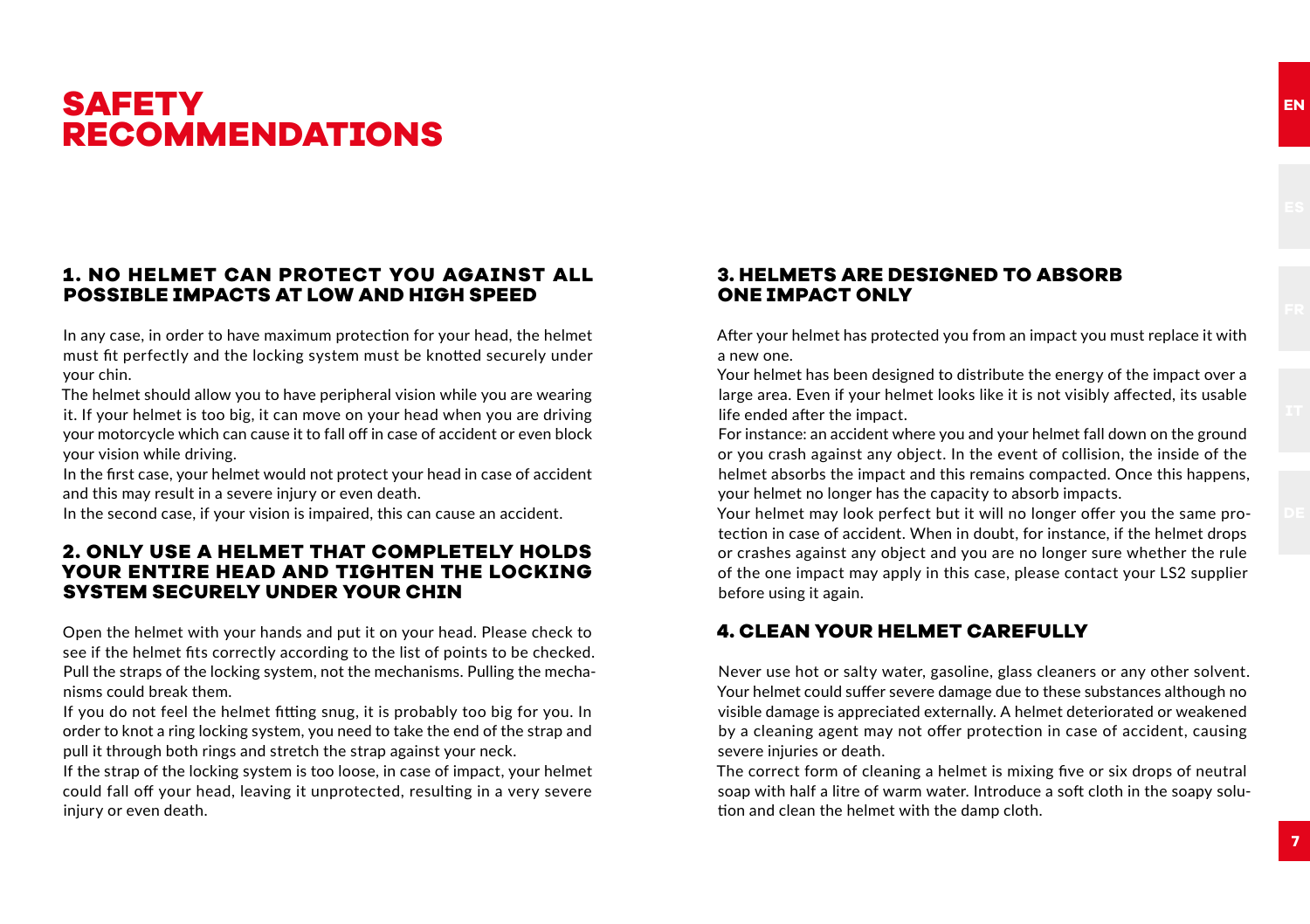# SAFETY RECOMMENDATIONS

### 1. NO HELMET CAN PROTECT YOU AGAINST ALL POSSIBLE IMPACTS AT LOW AND HIGH SPEED

In any case, in order to have maximum protection for your head, the helmet must fit perfectly and the locking system must be knotted securely under your chin.
The helmet should allow you to have peripheral vision while you are wearing it. If your helmet is too big, it can move on your head when you are driving your motorcycle which can cause it to fall off in case of accident or even block your vision while driving.
In the first case, your helmet would not protect your head in case of accident and this may result in a severe injury or even death.
In the second case, if your vision is impaired, this can cause an accident.

### 2. ONLY USE A HELMET THAT COMPLETELY HOLDS YOUR ENTIRE HEAD AND TIGHTEN THE LOCKING SYSTEM SECURELY UNDER YOUR CHIN

Open the helmet with your hands and put it on your head. Please check to see if the helmet fits correctly according to the list of points to be checked. Pull the straps of the locking system, not the mechanisms. Pulling the mechanisms could break them.
If you do not feel the helmet fitting snug, it is probably too big for you. In order to knot a ring locking system, you need to take the end of the strap and pull it through both rings and stretch the strap against your neck.
If the strap of the locking system is too loose, in case of impact, your helmet could fall off your head, leaving it unprotected, resulting in a very severe injury or even death.

### 3. HELMETS ARE DESIGNED TO ABSORB ONE IMPACT ONLY

After your helmet has protected you from an impact you must replace it with a new one.
Your helmet has been designed to distribute the energy of the impact over a large area. Even if your helmet looks like it is not visibly affected, its usable life ended after the impact.
For instance: an accident where you and your helmet fall down on the ground or you crash against any object. In the event of collision, the inside of the helmet absorbs the impact and this remains compacted. Once this happens, your helmet no longer has the capacity to absorb impacts.
Your helmet may look perfect but it will no longer offer you the same protection in case of accident. When in doubt, for instance, if the helmet drops or crashes against any object and you are no longer sure whether the rule of the one impact may apply in this case, please contact your LS2 supplier before using it again.

### 4. CLEAN YOUR HELMET CAREFULLY

Never use hot or salty water, gasoline, glass cleaners or any other solvent. Your helmet could suffer severe damage due to these substances although no visible damage is appreciated externally. A helmet deteriorated or weakened by a cleaning agent may not offer protection in case of accident, causing severe injuries or death.
The correct form of cleaning a helmet is mixing five or six drops of neutral soap with half a litre of warm water. Introduce a soft cloth in the soapy solution and clean the helmet with the damp cloth.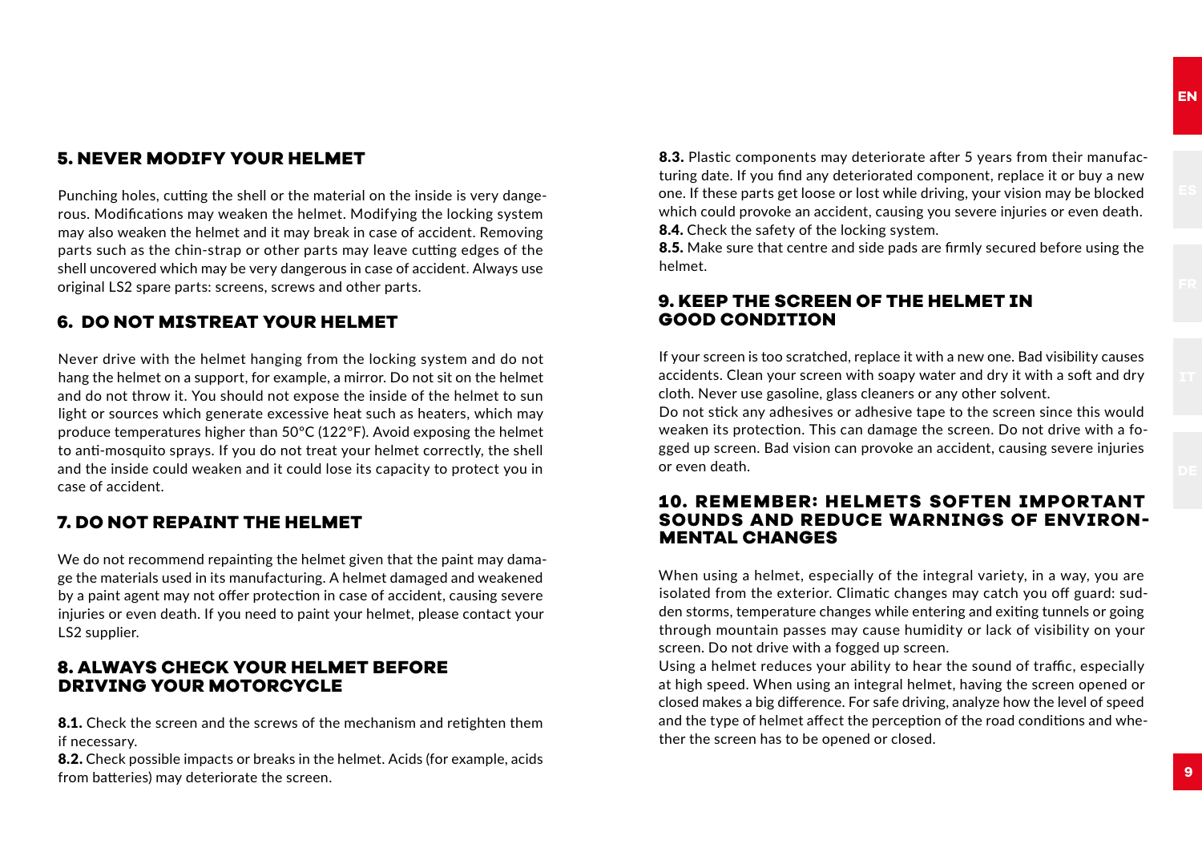## 5. NEVER MODIFY YOUR HELMET

Punching holes, cutting the shell or the material on the inside is very dangerous. Modifications may weaken the helmet. Modifying the locking system may also weaken the helmet and it may break in case of accident. Removing parts such as the chin-strap or other parts may leave cutting edges of the shell uncovered which may be very dangerous in case of accident. Always use original LS2 spare parts: screens, screws and other parts.

## 6. DO NOT MISTREAT YOUR HELMET

Never drive with the helmet hanging from the locking system and do not hang the helmet on a support, for example, a mirror. Do not sit on the helmet and do not throw it. You should not expose the inside of the helmet to sun light or sources which generate excessive heat such as heaters, which may produce temperatures higher than 50°C (122°F). Avoid exposing the helmet to anti-mosquito sprays. If you do not treat your helmet correctly, the shell and the inside could weaken and it could lose its capacity to protect you in case of accident.

## 7. DO NOT REPAINT THE HELMET

We do not recommend repainting the helmet given that the paint may damage the materials used in its manufacturing. A helmet damaged and weakened by a paint agent may not offer protection in case of accident, causing severe injuries or even death. If you need to paint your helmet, please contact your LS2 supplier.

## 8. ALWAYS CHECK YOUR HELMET BEFORE DRIVING YOUR MOTORCYCLE

**8.1.** Check the screen and the screws of the mechanism and retighten them if necessary.
**8.2.** Check possible impacts or breaks in the helmet. Acids (for example, acids from batteries) may deteriorate the screen.
**8.3.** Plastic components may deteriorate after 5 years from their manufacturing date. If you find any deteriorated component, replace it or buy a new one. If these parts get loose or lost while driving, your vision may be blocked which could provoke an accident, causing you severe injuries or even death.
**8.4.** Check the safety of the locking system.
**8.5.** Make sure that centre and side pads are firmly secured before using the helmet.

## 9. KEEP THE SCREEN OF THE HELMET IN GOOD CONDITION

If your screen is too scratched, replace it with a new one. Bad visibility causes accidents. Clean your screen with soapy water and dry it with a soft and dry cloth. Never use gasoline, glass cleaners or any other solvent.
Do not stick any adhesives or adhesive tape to the screen since this would weaken its protection. This can damage the screen. Do not drive with a fogged up screen. Bad vision can provoke an accident, causing severe injuries or even death.

## 10. REMEMBER: HELMETS SOFTEN IMPORTANT SOUNDS AND REDUCE WARNINGS OF ENVIRONMENTAL CHANGES

When using a helmet, especially of the integral variety, in a way, you are isolated from the exterior. Climatic changes may catch you off guard: sudden storms, temperature changes while entering and exiting tunnels or going through mountain passes may cause humidity or lack of visibility on your screen. Do not drive with a fogged up screen.
Using a helmet reduces your ability to hear the sound of traffic, especially at high speed. When using an integral helmet, having the screen opened or closed makes a big difference. For safe driving, analyze how the level of speed and the type of helmet affect the perception of the road conditions and whether the screen has to be opened or closed.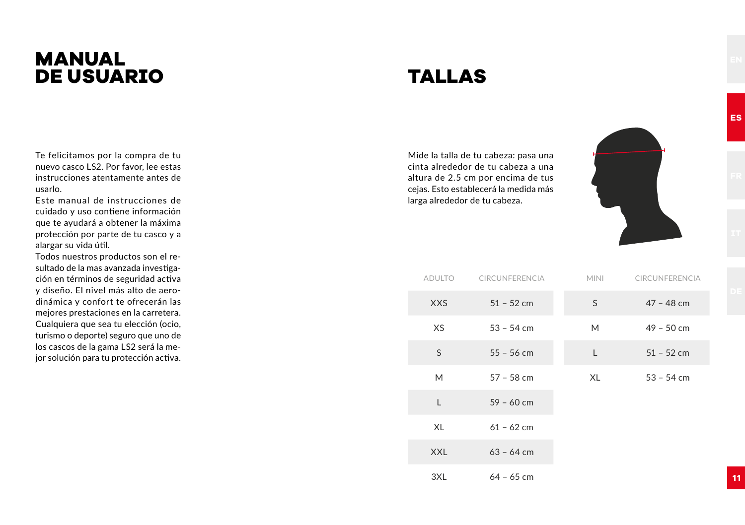# MANUAL DE USUARIO

Te felicitamos por la compra de tu nuevo casco LS2. Por favor, lee estas instrucciones atentamente antes de usarlo.
Este manual de instrucciones de cuidado y uso contiene información que te ayudará a obtener la máxima protección por parte de tu casco y a alargar su vida útil.
Todos nuestros productos son el resultado de la mas avanzada investigación en términos de seguridad activa y diseño. El nivel más alto de aerodinámica y confort te ofrecerán las mejores prestaciones en la carretera. Cualquiera que sea tu elección (ocio, turismo o deporte) seguro que uno de los cascos de la gama LS2 será la mejor solución para tu protección activa.

# TALLAS

Mide la talla de tu cabeza: pasa una cinta alrededor de tu cabeza a una altura de 2.5 cm por encima de tus cejas. Esto establecerá la medida más larga alrededor de tu cabeza.

| ADULTO | CIRCUNFERENCIA |
|---|---|
| XXS | 51 – 52 cm |
| XS | 53 – 54 cm |
| S | 55 – 56 cm |
| M | 57 – 58 cm |
| L | 59 – 60 cm |
| XL | 61 – 62 cm |
| XXL | 63 – 64 cm |
| 3XL | 64 – 65 cm |

| MINI | CIRCUNFERENCIA |
|---|---|
| S | 47 – 48 cm |
| M | 49 – 50 cm |
| L | 51 – 52 cm |
| XL | 53 – 54 cm |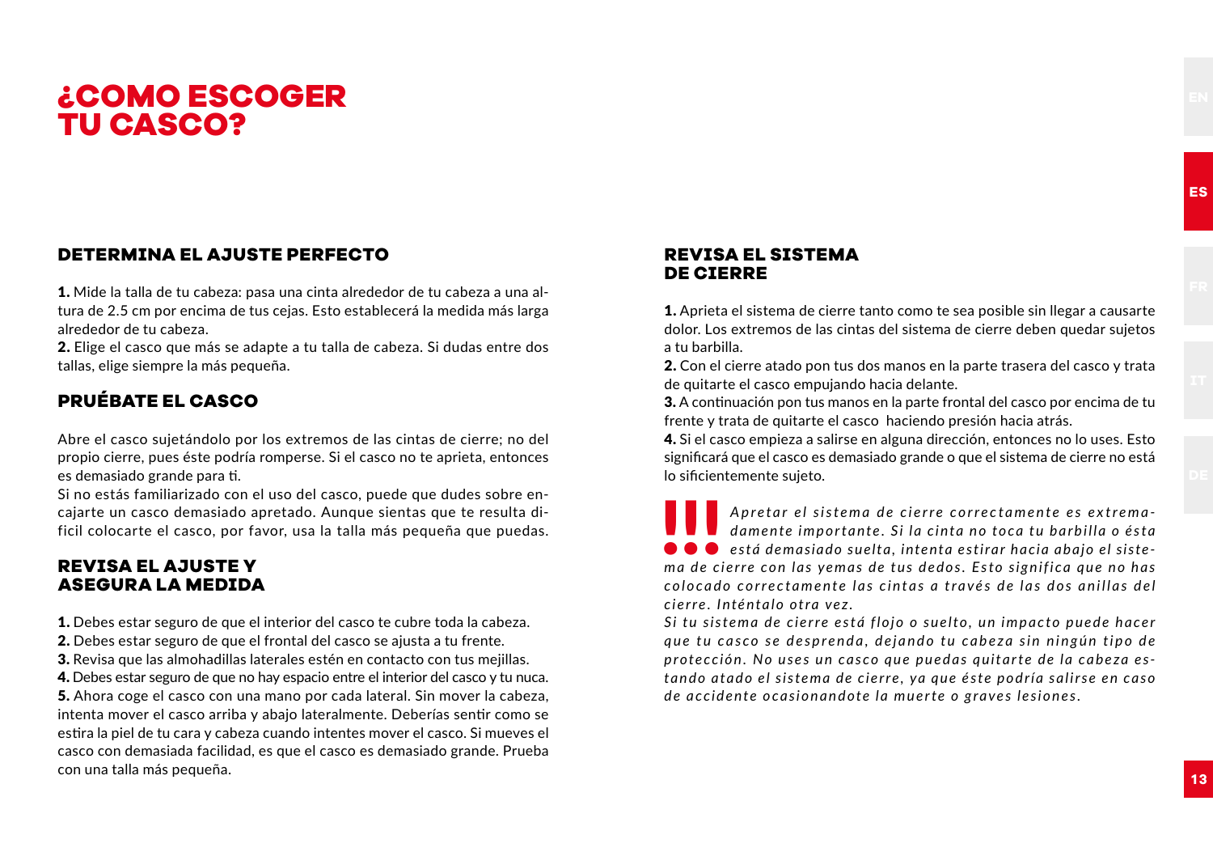# ¿COMO ESCOGER TU CASCO?

## DETERMINA EL AJUSTE PERFECTO

**1.** Mide la talla de tu cabeza: pasa una cinta alrededor de tu cabeza a una altura de 2.5 cm por encima de tus cejas. Esto establecerá la medida más larga alrededor de tu cabeza.
**2.** Elige el casco que más se adapte a tu talla de cabeza. Si dudas entre dos tallas, elige siempre la más pequeña.

## PRUÉBATE EL CASCO

Abre el casco sujetándolo por los extremos de las cintas de cierre; no del propio cierre, pues éste podría romperse. Si el casco no te aprieta, entonces es demasiado grande para ti.
Si no estás familiarizado con el uso del casco, puede que dudes sobre encajarte un casco demasiado apretado. Aunque sientas que te resulta dificil colocarte el casco, por favor, usa la talla más pequeña que puedas.

## REVISA EL AJUSTE Y ASEGURA LA MEDIDA

**1.** Debes estar seguro de que el interior del casco te cubre toda la cabeza.
**2.** Debes estar seguro de que el frontal del casco se ajusta a tu frente.
**3.** Revisa que las almohadillas laterales estén en contacto con tus mejillas.
**4.** Debes estar seguro de que no hay espacio entre el interior del casco y tu nuca.
**5.** Ahora coge el casco con una mano por cada lateral. Sin mover la cabeza, intenta mover el casco arriba y abajo lateralmente. Deberías sentir como se estira la piel de tu cara y cabeza cuando intentes mover el casco. Si mueves el casco con demasiada facilidad, es que el casco es demasiado grande. Prueba con una talla más pequeña.

## REVISA EL SISTEMA DE CIERRE

**1.** Aprieta el sistema de cierre tanto como te sea posible sin llegar a causarte dolor. Los extremos de las cintas del sistema de cierre deben quedar sujetos a tu barbilla.
**2.** Con el cierre atado pon tus dos manos en la parte trasera del casco y trata de quitarte el casco empujando hacia delante.
**3.** A continuación pon tus manos en la parte frontal del casco por encima de tu frente y trata de quitarte el casco haciendo presión hacia atrás.
**4.** Si el casco empieza a salirse en alguna dirección, entonces no lo uses. Esto significará que el casco es demasiado grande o que el sistema de cierre no está lo sificientemente sujeto.

**!!!** *Apretar el sistema de cierre correctamente es extremadamente importante. Si la cinta no toca tu barbilla o ésta está demasiado suelta, intenta estirar hacia abajo el sistema de cierre con las yemas de tus dedos. Esto significa que no has colocado correctamente las cintas a través de las dos anillas del cierre. Inténtalo otra vez.*
*Si tu sistema de cierre está flojo o suelto, un impacto puede hacer que tu casco se desprenda, dejando tu cabeza sin ningún tipo de protección. No uses un casco que puedas quitarte de la cabeza estando atado el sistema de cierre, ya que éste podría salirse en caso de accidente ocasionandote la muerte o graves lesiones.*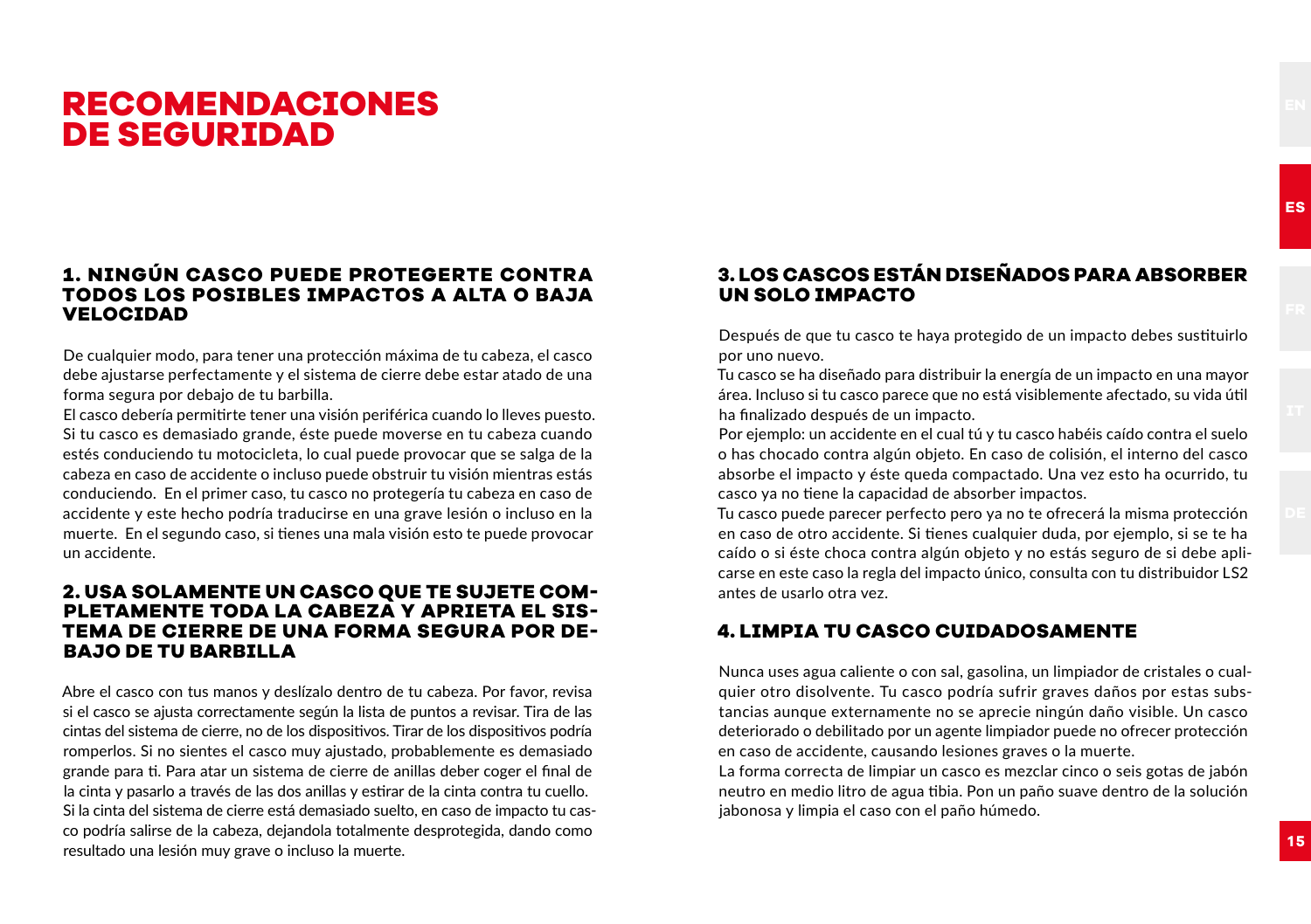# RECOMENDACIONES DE SEGURIDAD

## 1. NINGÚN CASCO PUEDE PROTEGERTE CONTRA TODOS LOS POSIBLES IMPACTOS A ALTA O BAJA VELOCIDAD

De cualquier modo, para tener una protección máxima de tu cabeza, el casco debe ajustarse perfectamente y el sistema de cierre debe estar atado de una forma segura por debajo de tu barbilla.
El casco debería permitirte tener una visión periférica cuando lo lleves puesto. Si tu casco es demasiado grande, éste puede moverse en tu cabeza cuando estés conduciendo tu motocicleta, lo cual puede provocar que se salga de la cabeza en caso de accidente o incluso puede obstruir tu visión mientras estás conduciendo. En el primer caso, tu casco no protegería tu cabeza en caso de accidente y este hecho podría traducirse en una grave lesión o incluso en la muerte. En el segundo caso, si tienes una mala visión esto te puede provocar un accidente.

## 2. USA SOLAMENTE UN CASCO QUE TE SUJETE COMPLETAMENTE TODA LA CABEZA Y APRIETA EL SISTEMA DE CIERRE DE UNA FORMA SEGURA POR DEBAJO DE TU BARBILLA

Abre el casco con tus manos y deslízalo dentro de tu cabeza. Por favor, revisa si el casco se ajusta correctamente según la lista de puntos a revisar. Tira de las cintas del sistema de cierre, no de los dispositivos. Tirar de los dispositivos podría romperlos. Si no sientes el casco muy ajustado, probablemente es demasiado grande para ti. Para atar un sistema de cierre de anillas deber coger el final de la cinta y pasarlo a través de las dos anillas y estirar de la cinta contra tu cuello.
Si la cinta del sistema de cierre está demasiado suelto, en caso de impacto tu casco podría salirse de la cabeza, dejandola totalmente desprotegida, dando como resultado una lesión muy grave o incluso la muerte.

## 3. LOS CASCOS ESTÁN DISEÑADOS PARA ABSORBER UN SOLO IMPACTO

Después de que tu casco te haya protegido de un impacto debes sustituirlo por uno nuevo.
Tu casco se ha diseñado para distribuir la energía de un impacto en una mayor área. Incluso si tu casco parece que no está visiblemente afectado, su vida útil ha finalizado después de un impacto.
Por ejemplo: un accidente en el cual tú y tu casco habéis caído contra el suelo o has chocado contra algún objeto. En caso de colisión, el interno del casco absorbe el impacto y éste queda compactado. Una vez esto ha ocurrido, tu casco ya no tiene la capacidad de absorber impactos.
Tu casco puede parecer perfecto pero ya no te ofrecerá la misma protección en caso de otro accidente. Si tienes cualquier duda, por ejemplo, si se te ha caído o si éste choca contra algún objeto y no estás seguro de si debe aplicarse en este caso la regla del impacto único, consulta con tu distribuidor LS2 antes de usarlo otra vez.

## 4. LIMPIA TU CASCO CUIDADOSAMENTE

Nunca uses agua caliente o con sal, gasolina, un limpiador de cristales o cualquier otro disolvente. Tu casco podría sufrir graves daños por estas substancias aunque externamente no se aprecie ningún daño visible. Un casco deteriorado o debilitado por un agente limpiador puede no ofrecer protección en caso de accidente, causando lesiones graves o la muerte.
La forma correcta de limpiar un casco es mezclar cinco o seis gotas de jabón neutro en medio litro de agua tibia. Pon un paño suave dentro de la solución jabonosa y limpia el caso con el paño húmedo.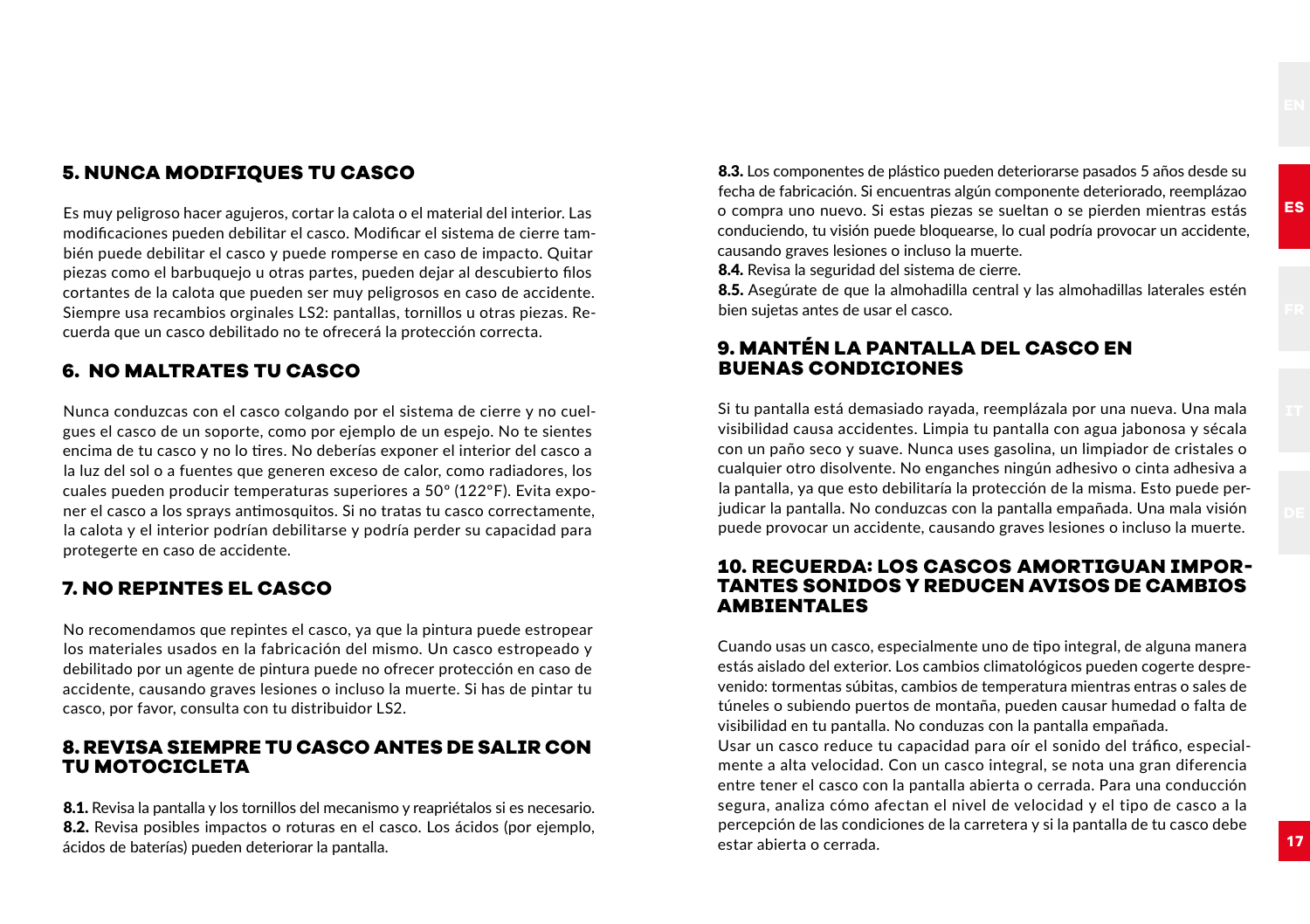## 5. NUNCA MODIFIQUES TU CASCO

Es muy peligroso hacer agujeros, cortar la calota o el material del interior. Las modificaciones pueden debilitar el casco. Modificar el sistema de cierre también puede debilitar el casco y puede romperse en caso de impacto. Quitar piezas como el barbuquejo u otras partes, pueden dejar al descubierto filos cortantes de la calota que pueden ser muy peligrosos en caso de accidente. Siempre usa recambios orginales LS2: pantallas, tornillos u otras piezas. Recuerda que un casco debilitado no te ofrecerá la protección correcta.

## 6. NO MALTRATES TU CASCO

Nunca conduzcas con el casco colgando por el sistema de cierre y no cuelgues el casco de un soporte, como por ejemplo de un espejo. No te sientes encima de tu casco y no lo tires. No deberías exponer el interior del casco a la luz del sol o a fuentes que generen exceso de calor, como radiadores, los cuales pueden producir temperaturas superiores a 50º (122ºF). Evita exponer el casco a los sprays antimosquitos. Si no tratas tu casco correctamente, la calota y el interior podrían debilitarse y podría perder su capacidad para protegerte en caso de accidente.

## 7. NO REPINTES EL CASCO

No recomendamos que repintes el casco, ya que la pintura puede estropear los materiales usados en la fabricación del mismo. Un casco estropeado y debilitado por un agente de pintura puede no ofrecer protección en caso de accidente, causando graves lesiones o incluso la muerte. Si has de pintar tu casco, por favor, consulta con tu distribuidor LS2.

## 8. REVISA SIEMPRE TU CASCO ANTES DE SALIR CON TU MOTOCICLETA

**8.1.** Revisa la pantalla y los tornillos del mecanismo y reapriétalos si es necesario.
**8.2.** Revisa posibles impactos o roturas en el casco. Los ácidos (por ejemplo, ácidos de baterías) pueden deteriorar la pantalla.
**8.3.** Los componentes de plástico pueden deteriorarse pasados 5 años desde su fecha de fabricación. Si encuentras algún componente deteriorado, reemplázao o compra uno nuevo. Si estas piezas se sueltan o se pierden mientras estás conduciendo, tu visión puede bloquearse, lo cual podría provocar un accidente, causando graves lesiones o incluso la muerte.
**8.4.** Revisa la seguridad del sistema de cierre.
**8.5.** Asegúrate de que la almohadilla central y las almohadillas laterales estén bien sujetas antes de usar el casco.

## 9. MANTÉN LA PANTALLA DEL CASCO EN BUENAS CONDICIONES

Si tu pantalla está demasiado rayada, reemplázala por una nueva. Una mala visibilidad causa accidentes. Limpia tu pantalla con agua jabonosa y sécala con un paño seco y suave. Nunca uses gasolina, un limpiador de cristales o cualquier otro disolvente. No enganches ningún adhesivo o cinta adhesiva a la pantalla, ya que esto debilitaría la protección de la misma. Esto puede perjudicar la pantalla. No conduzcas con la pantalla empañada. Una mala visión puede provocar un accidente, causando graves lesiones o incluso la muerte.

## 10. RECUERDA: LOS CASCOS AMORTIGUAN IMPORTANTES SONIDOS Y REDUCEN AVISOS DE CAMBIOS AMBIENTALES

Cuando usas un casco, especialmente uno de tipo integral, de alguna manera estás aislado del exterior. Los cambios climatológicos pueden cogerte desprevenido: tormentas súbitas, cambios de temperatura mientras entras o sales de túneles o subiendo puertos de montaña, pueden causar humedad o falta de visibilidad en tu pantalla. No conduzas con la pantalla empañada.
Usar un casco reduce tu capacidad para oír el sonido del tráfico, especialmente a alta velocidad. Con un casco integral, se nota una gran diferencia entre tener el casco con la pantalla abierta o cerrada. Para una conducción segura, analiza cómo afectan el nivel de velocidad y el tipo de casco a la percepción de las condiciones de la carretera y si la pantalla de tu casco debe estar abierta o cerrada.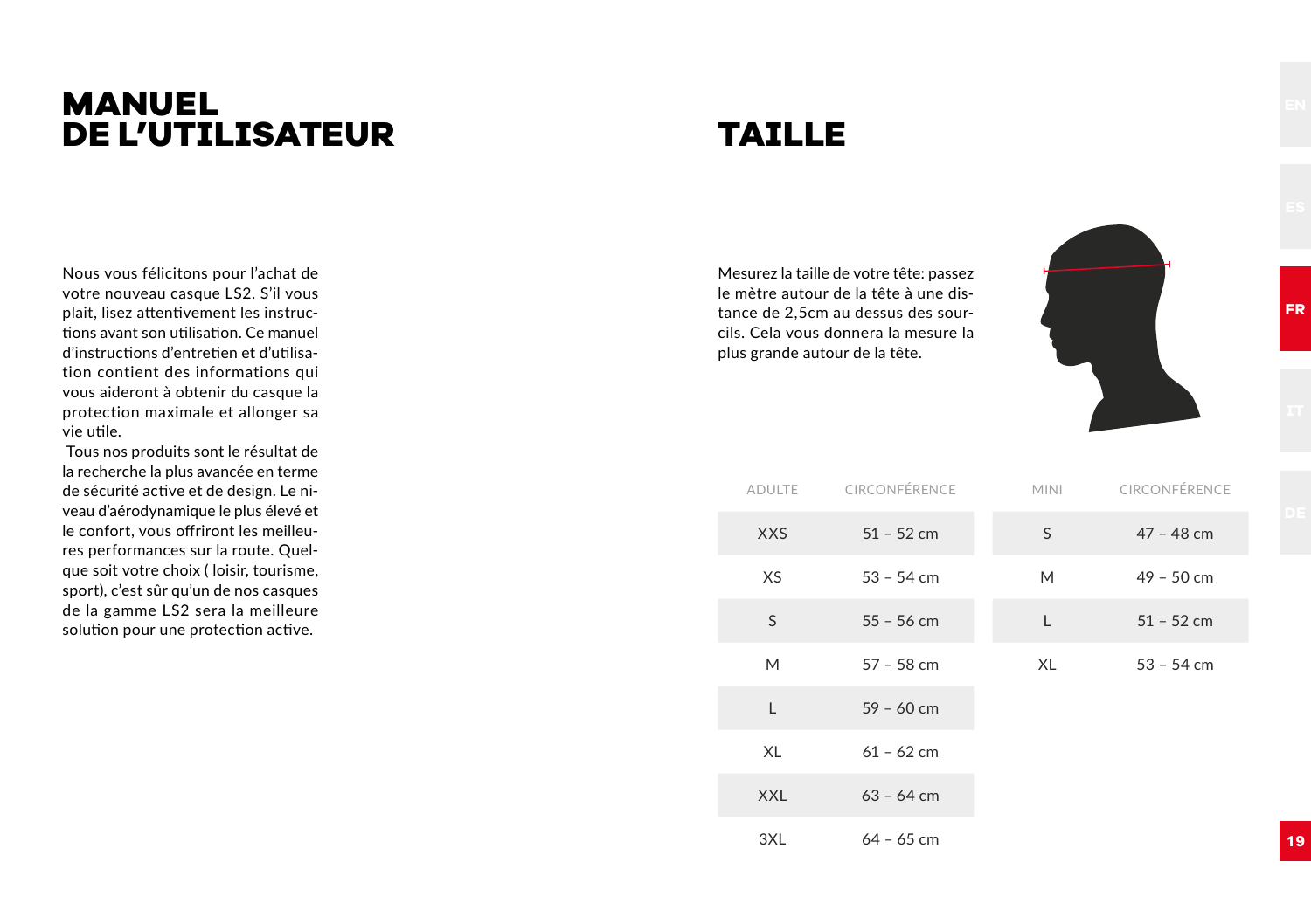# MANUEL DE L'UTILISATEUR

Nous vous félicitons pour l'achat de votre nouveau casque LS2. S'il vous plait, lisez attentivement les instructions avant son utilisation. Ce manuel d'instructions d'entretien et d'utilisation contient des informations qui vous aideront à obtenir du casque la protection maximale et allonger sa vie utile.

Tous nos produits sont le résultat de la recherche la plus avancée en terme de sécurité active et de design. Le niveau d'aérodynamique le plus élevé et le confort, vous offriront les meilleures performances sur la route. Quelque soit votre choix ( loisir, tourisme, sport), c'est sûr qu'un de nos casques de la gamme LS2 sera la meilleure solution pour une protection active.

# TAILLE

Mesurez la taille de votre tête: passez le mètre autour de la tête à une distance de 2,5cm au dessus des sourcils. Cela vous donnera la mesure la plus grande autour de la tête.

| ADULTE | CIRCONFÉRENCE |
|---|---|
| XXS | 51 – 52 cm |
| XS | 53 – 54 cm |
| S | 55 – 56 cm |
| M | 57 – 58 cm |
| L | 59 – 60 cm |
| XL | 61 – 62 cm |
| XXL | 63 – 64 cm |
| 3XL | 64 – 65 cm |

| MINI | CIRCONFÉRENCE |
|---|---|
| S | 47 – 48 cm |
| M | 49 – 50 cm |
| L | 51 – 52 cm |
| XL | 53 – 54 cm |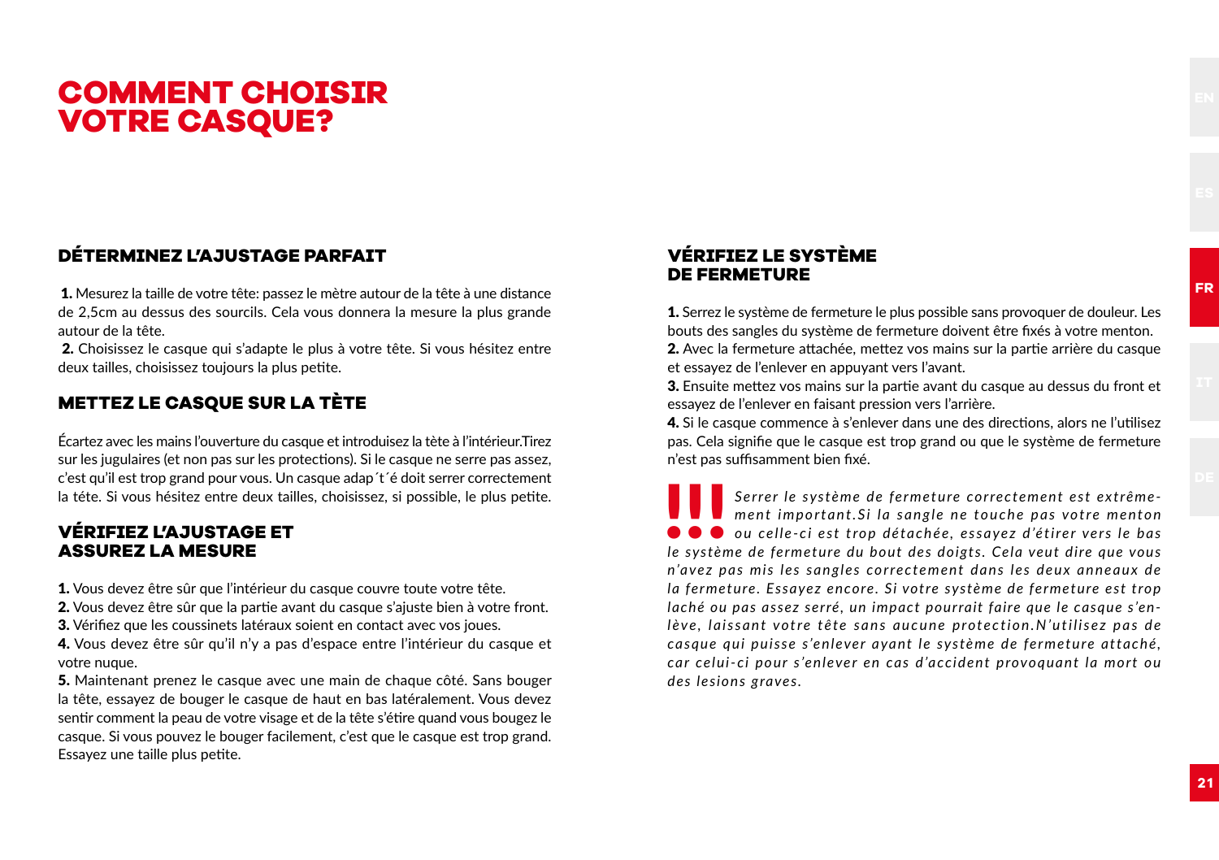# COMMENT CHOISIR VOTRE CASQUE?

## DÉTERMINEZ L'AJUSTAGE PARFAIT

**1.** Mesurez la taille de votre tête: passez le mètre autour de la tête à une distance de 2,5cm au dessus des sourcils. Cela vous donnera la mesure la plus grande autour de la tête.

**2.** Choisissez le casque qui s'adapte le plus à votre tête. Si vous hésitez entre deux tailles, choisissez toujours la plus petite.

## METTEZ LE CASQUE SUR LA TÈTE

Écartez avec les mains l'ouverture du casque et introduisez la tête à l'intérieur.Tirez sur les jugulaires (et non pas sur les protections). Si le casque ne serre pas assez, c'est qu'il est trop grand pour vous. Un casque adap´t´é doit serrer correctement la téte. Si vous hésitez entre deux tailles, choisissez, si possible, le plus petite.

## VÉRIFIEZ L'AJUSTAGE ET ASSUREZ LA MESURE

**1.** Vous devez être sûr que l'intérieur du casque couvre toute votre tête.
**2.** Vous devez être sûr que la partie avant du casque s'ajuste bien à votre front.
**3.** Vérifiez que les coussinets latéraux soient en contact avec vos joues.
**4.** Vous devez être sûr qu'il n'y a pas d'espace entre l'intérieur du casque et votre nuque.
**5.** Maintenant prenez le casque avec une main de chaque côté. Sans bouger la tête, essayez de bouger le casque de haut en bas latéralement. Vous devez sentir comment la peau de votre visage et de la tête s'étire quand vous bougez le casque. Si vous pouvez le bouger facilement, c'est que le casque est trop grand. Essayez une taille plus petite.

## VÉRIFIEZ LE SYSTÈME DE FERMETURE

**1.** Serrez le système de fermeture le plus possible sans provoquer de douleur. Les bouts des sangles du système de fermeture doivent être fixés à votre menton.
**2.** Avec la fermeture attachée, mettez vos mains sur la partie arrière du casque et essayez de l'enlever en appuyant vers l'avant.
**3.** Ensuite mettez vos mains sur la partie avant du casque au dessus du front et essayez de l'enlever en faisant pression vers l'arrière.
**4.** Si le casque commence à s'enlever dans une des directions, alors ne l'utilisez pas. Cela signifie que le casque est trop grand ou que le système de fermeture n'est pas suffisamment bien fixé.

**!!!** *Serrer le système de fermeture correctement est extrêmement important.Si la sangle ne touche pas votre menton ou celle-ci est trop détachée, essayez d'étirer vers le bas le système de fermeture du bout des doigts. Cela veut dire que vous n'avez pas mis les sangles correctement dans les deux anneaux de la fermeture. Essayez encore. Si votre système de fermeture est trop laché ou pas assez serré, un impact pourrait faire que le casque s'enlève, laissant votre tête sans aucune protection.N'utilisez pas de casque qui puisse s'enlever ayant le système de fermeture attaché, car celui-ci pour s'enlever en cas d'accident provoquant la mort ou des lesions graves.*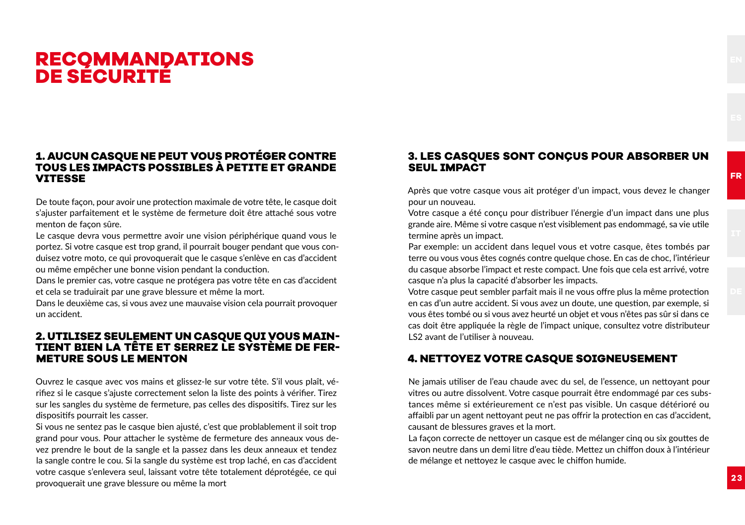# RECOMMANDATIONS DE SÉCURITÉ

## 1. AUCUN CASQUE NE PEUT VOUS PROTÉGER CONTRE TOUS LES IMPACTS POSSIBLES À PETITE ET GRANDE VITESSE

De toute façon, pour avoir une protection maximale de votre tête, le casque doit s'ajuster parfaitement et le système de fermeture doit être attaché sous votre menton de façon sûre.

Le casque devra vous permettre avoir une vision périphérique quand vous le portez. Si votre casque est trop grand, il pourrait bouger pendant que vous conduisez votre moto, ce qui provoquerait que le casque s'enlève en cas d'accident ou même empêcher une bonne vision pendant la conduction.

Dans le premier cas, votre casque ne protégera pas votre tête en cas d'accident et cela se traduirait par une grave blessure et même la mort.

Dans le deuxième cas, si vous avez une mauvaise vision cela pourrait provoquer un accident.

## 2. UTILISEZ SEULEMENT UN CASQUE QUI VOUS MAINTIENT BIEN LA TÊTE ET SERREZ LE SYSTÈME DE FERMETURE SOUS LE MENTON

Ouvrez le casque avec vos mains et glissez-le sur votre tête. S'il vous plaît, vérifiez si le casque s'ajuste correctement selon la liste des points à vérifier. Tirez sur les sangles du système de fermeture, pas celles des dispositifs. Tirez sur les dispositifs pourrait les casser.

Si vous ne sentez pas le casque bien ajusté, c'est que problablement il soit trop grand pour vous. Pour attacher le système de fermeture des anneaux vous devez prendre le bout de la sangle et la passez dans les deux anneaux et tendez la sangle contre le cou. Si la sangle du système est trop laché, en cas d'accident votre casque s'enlevera seul, laissant votre tête totalement déprotégée, ce qui provoquerait une grave blessure ou même la mort

## 3. LES CASQUES SONT CONÇUS POUR ABSORBER UN SEUL IMPACT

Après que votre casque vous ait protéger d'un impact, vous devez le changer pour un nouveau.

Votre casque a été conçu pour distribuer l'énergie d'un impact dans une plus grande aire. Même si votre casque n'est visiblement pas endommagé, sa vie utile termine après un impact.

Par exemple: un accident dans lequel vous et votre casque, êtes tombés par terre ou vous vous êtes cognés contre quelque chose. En cas de choc, l'intérieur du casque absorbe l'impact et reste compact. Une fois que cela est arrivé, votre casque n'a plus la capacité d'absorber les impacts.

Votre casque peut sembler parfait mais il ne vous offre plus la même protection en cas d'un autre accident. Si vous avez un doute, une question, par exemple, si vous êtes tombé ou si vous avez heurté un objet et vous n'êtes pas sûr si dans ce cas doit être appliquée la règle de l'impact unique, consultez votre distributeur LS2 avant de l'utiliser à nouveau.

## 4. NETTOYEZ VOTRE CASQUE SOIGNEUSEMENT

Ne jamais utiliser de l'eau chaude avec du sel, de l'essence, un nettoyant pour vitres ou autre dissolvent. Votre casque pourrait être endommagé par ces substances même si extérieurement ce n'est pas visible. Un casque détérioré ou affaibli par un agent nettoyant peut ne pas offrir la protection en cas d'accident, causant de blessures graves et la mort.

La façon correcte de nettoyer un casque est de mélanger cinq ou six gouttes de savon neutre dans un demi litre d'eau tiède. Mettez un chiffon doux à l'intérieur de mélange et nettoyez le casque avec le chiffon humide.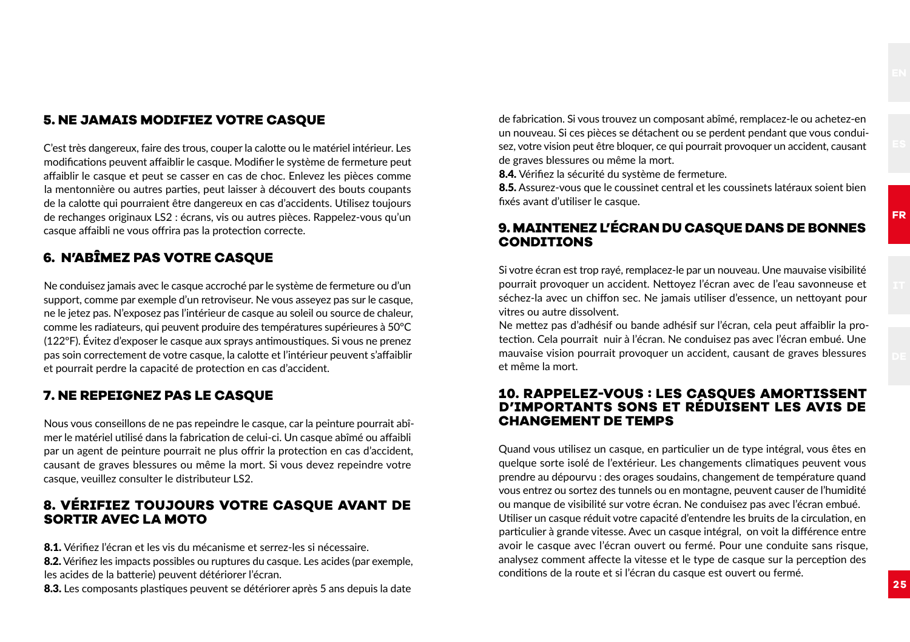## 5. NE JAMAIS MODIFIEZ VOTRE CASQUE

C'est très dangereux, faire des trous, couper la calotte ou le matériel intérieur. Les modifications peuvent affaiblir le casque. Modifier le système de fermeture peut affaiblir le casque et peut se casser en cas de choc. Enlevez les pièces comme la mentonnière ou autres parties, peut laisser à découvert des bouts coupants de la calotte qui pourraient être dangereux en cas d'accidents. Utilisez toujours de rechanges originaux LS2 : écrans, vis ou autres pièces. Rappelez-vous qu'un casque affaibli ne vous offrira pas la protection correcte.

## 6. N'ABÎMEZ PAS VOTRE CASQUE

Ne conduisez jamais avec le casque accroché par le système de fermeture ou d'un support, comme par exemple d'un retroviseur. Ne vous asseyez pas sur le casque, ne le jetez pas. N'exposez pas l'intérieur de casque au soleil ou source de chaleur, comme les radiateurs, qui peuvent produire des températures supérieures à 50°C (122°F). Évitez d'exposer le casque aux sprays antimoustiques. Si vous ne prenez pas soin correctement de votre casque, la calotte et l'intérieur peuvent s'affaiblir et pourrait perdre la capacité de protection en cas d'accident.

## 7. NE REPEIGNEZ PAS LE CASQUE

Nous vous conseillons de ne pas repeindre le casque, car la peinture pourrait abîmer le matériel utilisé dans la fabrication de celui-ci. Un casque abîmé ou affaibli par un agent de peinture pourrait ne plus offrir la protection en cas d'accident, causant de graves blessures ou même la mort. Si vous devez repeindre votre casque, veuillez consulter le distributeur LS2.

## 8. VÉRIFIEZ TOUJOURS VOTRE CASQUE AVANT DE SORTIR AVEC LA MOTO

**8.1.** Vérifiez l'écran et les vis du mécanisme et serrez-les si nécessaire.
**8.2.** Vérifiez les impacts possibles ou ruptures du casque. Les acides (par exemple, les acides de la batterie) peuvent détériorer l'écran.
**8.3.** Les composants plastiques peuvent se détériorer après 5 ans depuis la date de fabrication. Si vous trouvez un composant abîmé, remplacez-le ou achetez-en un nouveau. Si ces pièces se détachent ou se perdent pendant que vous conduisez, votre vision peut être bloquer, ce qui pourrait provoquer un accident, causant de graves blessures ou même la mort.
**8.4.** Vérifiez la sécurité du système de fermeture.
**8.5.** Assurez-vous que le coussinet central et les coussinets latéraux soient bien fixés avant d'utiliser le casque.

## 9. MAINTENEZ L'ÉCRAN DU CASQUE DANS DE BONNES CONDITIONS

Si votre écran est trop rayé, remplacez-le par un nouveau. Une mauvaise visibilité pourrait provoquer un accident. Nettoyez l'écran avec de l'eau savonneuse et séchez-la avec un chiffon sec. Ne jamais utiliser d'essence, un nettoyant pour vitres ou autre dissolvent.
Ne mettez pas d'adhésif ou bande adhésif sur l'écran, cela peut affaiblir la protection. Cela pourrait nuir à l'écran. Ne conduisez pas avec l'écran embué. Une mauvaise vision pourrait provoquer un accident, causant de graves blessures et même la mort.

## 10. RAPPELEZ-VOUS : LES CASQUES AMORTISSENT D'IMPORTANTS SONS ET RÉDUISENT LES AVIS DE CHANGEMENT DE TEMPS

Quand vous utilisez un casque, en particulier un de type intégral, vous êtes en quelque sorte isolé de l'extérieur. Les changements climatiques peuvent vous prendre au dépourvu : des orages soudains, changement de température quand vous entrez ou sortez des tunnels ou en montagne, peuvent causer de l'humidité ou manque de visibilité sur votre écran. Ne conduisez pas avec l'écran embué.
Utiliser un casque réduit votre capacité d'entendre les bruits de la circulation, en particulier à grande vitesse. Avec un casque intégral, on voit la différence entre avoir le casque avec l'écran ouvert ou fermé. Pour une conduite sans risque, analysez comment affecte la vitesse et le type de casque sur la perception des conditions de la route et si l'écran du casque est ouvert ou fermé.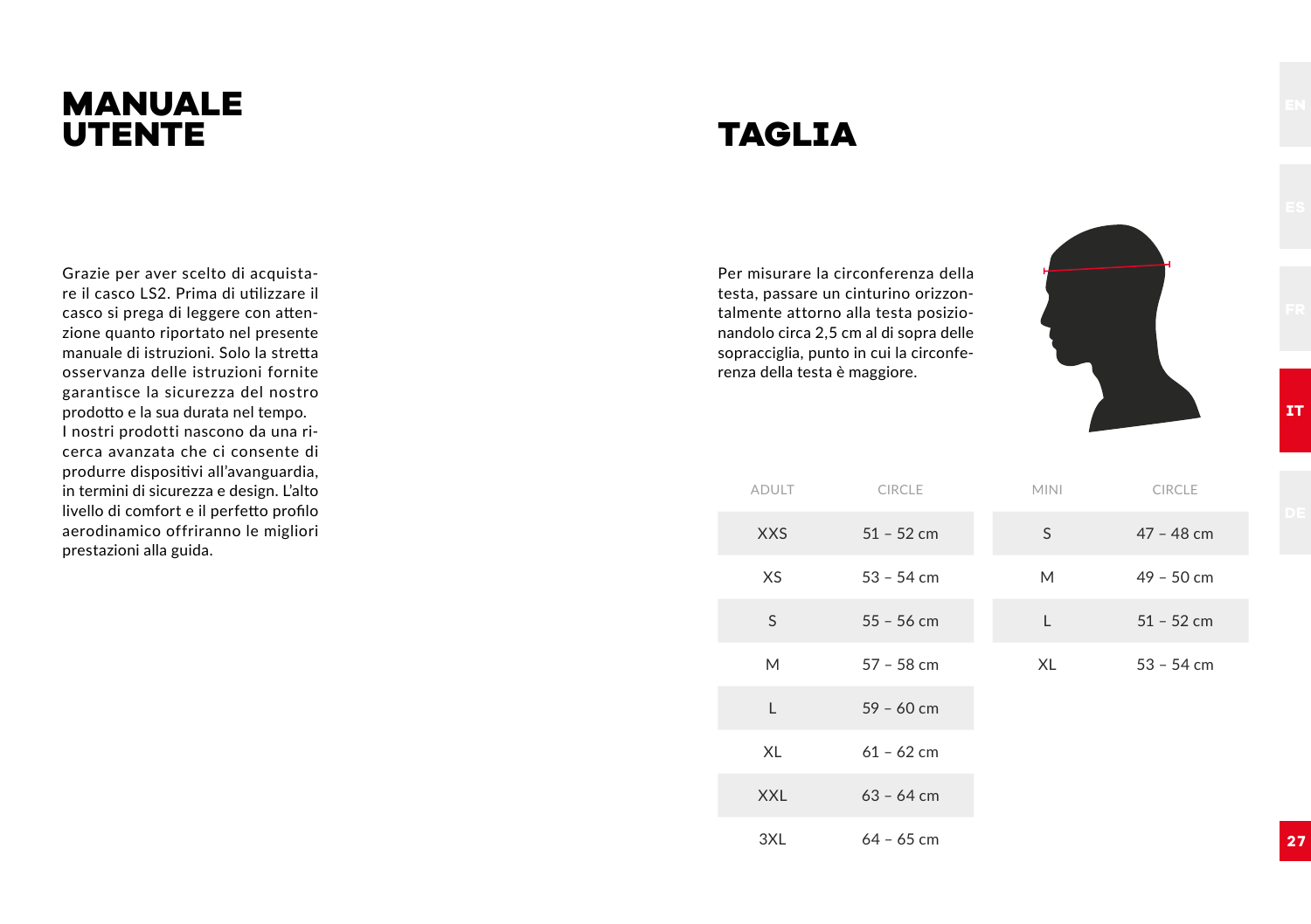# MANUALE UTENTE

Grazie per aver scelto di acquistare il casco LS2. Prima di utilizzare il casco si prega di leggere con attenzione quanto riportato nel presente manuale di istruzioni. Solo la stretta osservanza delle istruzioni fornite garantisce la sicurezza del nostro prodotto e la sua durata nel tempo.
I nostri prodotti nascono da una ricerca avanzata che ci consente di produrre dispositivi all'avanguardia, in termini di sicurezza e design. L'alto livello di comfort e il perfetto profilo aerodinamico offriranno le migliori prestazioni alla guida.

# TAGLIA

Per misurare la circonferenza della testa, passare un cinturino orizzontalmente attorno alla testa posizionandolo circa 2,5 cm al di sopra delle sopracciglia, punto in cui la circonferenza della testa è maggiore.

| ADULT | CIRCLE |
|---|---|
| XXS | 51 – 52 cm |
| XS | 53 – 54 cm |
| S | 55 – 56 cm |
| M | 57 – 58 cm |
| L | 59 – 60 cm |
| XL | 61 – 62 cm |
| XXL | 63 – 64 cm |
| 3XL | 64 – 65 cm |

| MINI | CIRCLE |
|---|---|
| S | 47 – 48 cm |
| M | 49 – 50 cm |
| L | 51 – 52 cm |
| XL | 53 – 54 cm |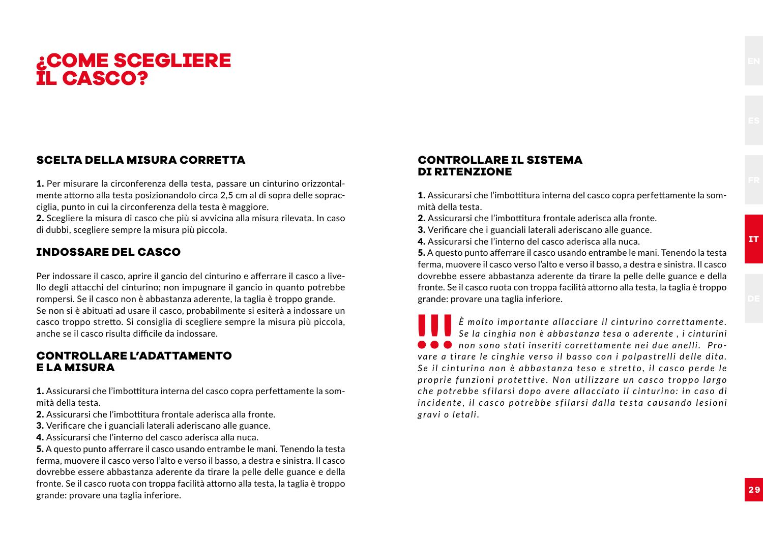# ¿COME SCEGLIERE IL CASCO?

## SCELTA DELLA MISURA CORRETTA

**1.** Per misurare la circonferenza della testa, passare un cinturino orizzontalmente attorno alla testa posizionandolo circa 2,5 cm al di sopra delle sopracciglia, punto in cui la circonferenza della testa è maggiore.
**2.** Scegliere la misura di casco che più si avvicina alla misura rilevata. In caso di dubbi, scegliere sempre la misura più piccola.

## INDOSSARE DEL CASCO

Per indossare il casco, aprire il gancio del cinturino e afferrare il casco a livello degli attacchi del cinturino; non impugnare il gancio in quanto potrebbe rompersi. Se il casco non è abbastanza aderente, la taglia è troppo grande.
Se non si è abituati ad usare il casco, probabilmente si esiterà a indossare un casco troppo stretto. Si consiglia di scegliere sempre la misura più piccola, anche se il casco risulta difficile da indossare.

## CONTROLLARE L'ADATTAMENTO E LA MISURA

**1.** Assicurarsi che l'imbottitura interna del casco copra perfettamente la sommità della testa.
**2.** Assicurarsi che l'imbottitura frontale aderisca alla fronte.
**3.** Verificare che i guanciali laterali aderiscano alle guance.
**4.** Assicurarsi che l'interno del casco aderisca alla nuca.
**5.** A questo punto afferrare il casco usando entrambe le mani. Tenendo la testa ferma, muovere il casco verso l'alto e verso il basso, a destra e sinistra. Il casco dovrebbe essere abbastanza aderente da tirare la pelle delle guance e della fronte. Se il casco ruota con troppa facilità attorno alla testa, la taglia è troppo grande: provare una taglia inferiore.

## CONTROLLARE IL SISTEMA DI RITENZIONE

**1.** Assicurarsi che l'imbottitura interna del casco copra perfettamente la sommità della testa.
**2.** Assicurarsi che l'imbottitura frontale aderisca alla fronte.
**3.** Verificare che i guanciali laterali aderiscano alle guance.
**4.** Assicurarsi che l'interno del casco aderisca alla nuca.
**5.** A questo punto afferrare il casco usando entrambe le mani. Tenendo la testa ferma, muovere il casco verso l'alto e verso il basso, a destra e sinistra. Il casco dovrebbe essere abbastanza aderente da tirare la pelle delle guance e della fronte. Se il casco ruota con troppa facilità attorno alla testa, la taglia è troppo grande: provare una taglia inferiore.

**!!!** *È molto importante allacciare il cinturino correttamente. Se la cinghia non è abbastanza tesa o aderente , i cinturini non sono stati inseriti correttamente nei due anelli. Provare a tirare le cinghie verso il basso con i polpastrelli delle dita. Se il cinturino non è abbastanza teso e stretto, il casco perde le proprie funzioni protettive. Non utilizzare un casco troppo largo che potrebbe sfilarsi dopo avere allacciato il cinturino: in caso di incidente, il casco potrebbe sfilarsi dalla testa causando lesioni gravi o letali.*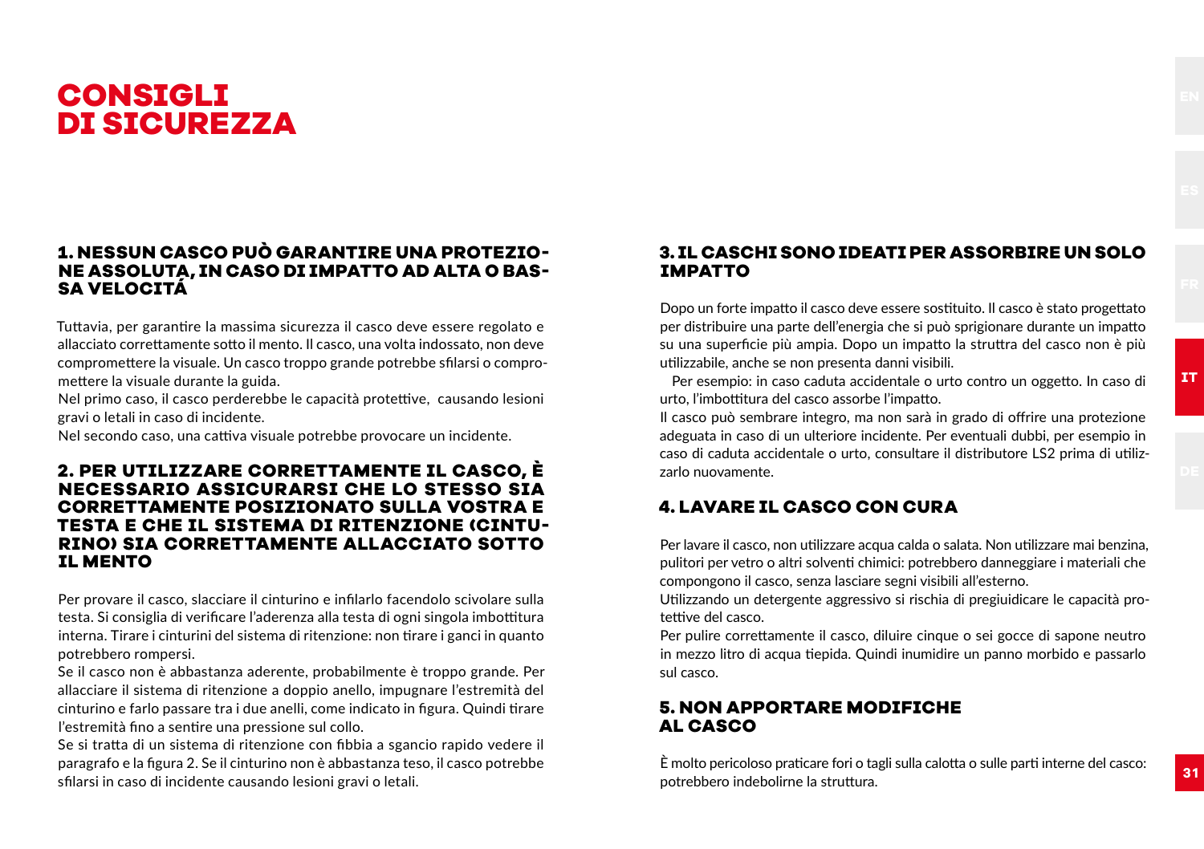# CONSIGLI DI SICUREZZA

## 1. NESSUN CASCO PUÒ GARANTIRE UNA PROTEZIONE ASSOLUTA, IN CASO DI IMPATTO AD ALTA O BASSA VELOCITÁ

Tuttavia, per garantire la massima sicurezza il casco deve essere regolato e allacciato correttamente sotto il mento. Il casco, una volta indossato, non deve compromettere la visuale. Un casco troppo grande potrebbe sfilarsi o compromettere la visuale durante la guida.
Nel primo caso, il casco perderebbe le capacità protettive, causando lesioni gravi o letali in caso di incidente.
Nel secondo caso, una cattiva visuale potrebbe provocare un incidente.

## 2. PER UTILIZZARE CORRETTAMENTE IL CASCO, È NECESSARIO ASSICURARSI CHE LO STESSO SIA CORRETTAMENTE POSIZIONATO SULLA VOSTRA E TESTA E CHE IL SISTEMA DI RITENZIONE (CINTURINO) SIA CORRETTAMENTE ALLACCIATO SOTTO IL MENTO

Per provare il casco, slacciare il cinturino e infilarlo facendolo scivolare sulla testa. Si consiglia di verificare l'aderenza alla testa di ogni singola imbottitura interna. Tirare i cinturini del sistema di ritenzione: non tirare i ganci in quanto potrebbero rompersi.
Se il casco non è abbastanza aderente, probabilmente è troppo grande. Per allacciare il sistema di ritenzione a doppio anello, impugnare l'estremità del cinturino e farlo passare tra i due anelli, come indicato in figura. Quindi tirare l'estremità fino a sentire una pressione sul collo.
Se si tratta di un sistema di ritenzione con fibbia a sgancio rapido vedere il paragrafo e la figura 2. Se il cinturino non è abbastanza teso, il casco potrebbe sfilarsi in caso di incidente causando lesioni gravi o letali.

## 3. IL CASCHI SONO IDEATI PER ASSORBIRE UN SOLO IMPATTO

Dopo un forte impatto il casco deve essere sostituito. Il casco è stato progettato per distribuire una parte dell'energia che si può sprigionare durante un impatto su una superficie più ampia. Dopo un impatto la struttra del casco non è più utilizzabile, anche se non presenta danni visibili.
Per esempio: in caso caduta accidentale o urto contro un oggetto. In caso di urto, l'imbottitura del casco assorbe l'impatto.
Il casco può sembrare integro, ma non sarà in grado di offrire una protezione adeguata in caso di un ulteriore incidente. Per eventuali dubbi, per esempio in caso di caduta accidentale o urto, consultare il distributore LS2 prima di utilizzarlo nuovamente.

## 4. LAVARE IL CASCO CON CURA

Per lavare il casco, non utilizzare acqua calda o salata. Non utilizzare mai benzina, pulitori per vetro o altri solventi chimici: potrebbero danneggiare i materiali che compongono il casco, senza lasciare segni visibili all'esterno.
Utilizzando un detergente aggressivo si rischia di pregiuidicare le capacità protettive del casco.
Per pulire correttamente il casco, diluire cinque o sei gocce di sapone neutro in mezzo litro di acqua tiepida. Quindi inumidire un panno morbido e passarlo sul casco.

## 5. NON APPORTARE MODIFICHE AL CASCO

È molto pericoloso praticare fori o tagli sulla calotta o sulle parti interne del casco: potrebbero indebolirne la struttura.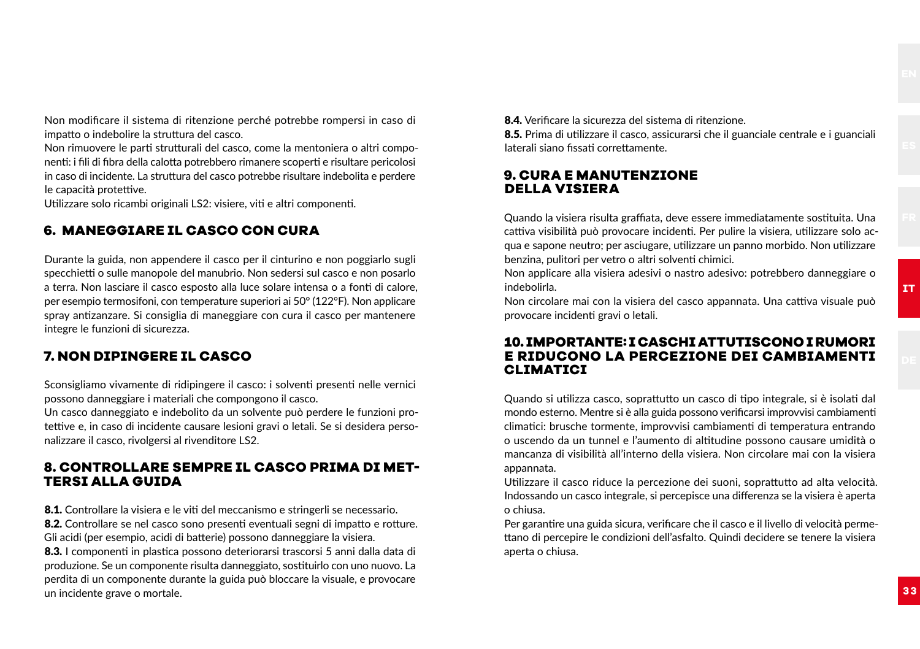Non modificare il sistema di ritenzione perché potrebbe rompersi in caso di impatto o indebolire la struttura del casco.
Non rimuovere le parti strutturali del casco, come la mentoniera o altri componenti: i fili di fibra della calotta potrebbero rimanere scoperti e risultare pericolosi in caso di incidente. La struttura del casco potrebbe risultare indebolita e perdere le capacità protettive.
Utilizzare solo ricambi originali LS2: visiere, viti e altri componenti.

## 6. MANEGGIARE IL CASCO CON CURA

Durante la guida, non appendere il casco per il cinturino e non poggiarlo sugli specchietti o sulle manopole del manubrio. Non sedersi sul casco e non posarlo a terra. Non lasciare il casco esposto alla luce solare intensa o a fonti di calore, per esempio termosifoni, con temperature superiori ai 50° (122°F). Non applicare spray antizanzare. Si consiglia di maneggiare con cura il casco per mantenere integre le funzioni di sicurezza.

## 7. NON DIPINGERE IL CASCO

Sconsigliamo vivamente di ridipingere il casco: i solventi presenti nelle vernici possono danneggiare i materiali che compongono il casco.
Un casco danneggiato e indebolito da un solvente può perdere le funzioni protettive e, in caso di incidente causare lesioni gravi o letali. Se si desidera personalizzare il casco, rivolgersi al rivenditore LS2.

## 8. CONTROLLARE SEMPRE IL CASCO PRIMA DI METTERSI ALLA GUIDA

**8.1.** Controllare la visiera e le viti del meccanismo e stringerli se necessario.
**8.2.** Controllare se nel casco sono presenti eventuali segni di impatto e rotture. Gli acidi (per esempio, acidi di batterie) possono danneggiare la visiera.
**8.3.** I componenti in plastica possono deteriorarsi trascorsi 5 anni dalla data di produzione. Se un componente risulta danneggiato, sostituirlo con uno nuovo. La perdita di un componente durante la guida può bloccare la visuale, e provocare un incidente grave o mortale.
**8.4.** Verificare la sicurezza del sistema di ritenzione.
**8.5.** Prima di utilizzare il casco, assicurarsi che il guanciale centrale e i guanciali laterali siano fissati correttamente.

## 9. CURA E MANUTENZIONE DELLA VISIERA

Quando la visiera risulta graffiata, deve essere immediatamente sostituita. Una cattiva visibilità può provocare incidenti. Per pulire la visiera, utilizzare solo acqua e sapone neutro; per asciugare, utilizzare un panno morbido. Non utilizzare benzina, pulitori per vetro o altri solventi chimici.
Non applicare alla visiera adesivi o nastro adesivo: potrebbero danneggiare o indebolirla.
Non circolare mai con la visiera del casco appannata. Una cattiva visuale può provocare incidenti gravi o letali.

## 10. IMPORTANTE: I CASCHI ATTUTISCONO I RUMORI E RIDUCONO LA PERCEZIONE DEI CAMBIAMENTI CLIMATICI

Quando si utilizza casco, soprattutto un casco di tipo integrale, si è isolati dal mondo esterno. Mentre si è alla guida possono verificarsi improvvisi cambiamenti climatici: brusche tormente, improvvisi cambiamenti di temperatura entrando o uscendo da un tunnel e l'aumento di altitudine possono causare umidità o mancanza di visibilità all'interno della visiera. Non circolare mai con la visiera appannata.
Utilizzare il casco riduce la percezione dei suoni, soprattutto ad alta velocità. Indossando un casco integrale, si percepisce una differenza se la visiera è aperta o chiusa.
Per garantire una guida sicura, verificare che il casco e il livello di velocità permettano di percepire le condizioni dell'asfalto. Quindi decidere se tenere la visiera aperta o chiusa.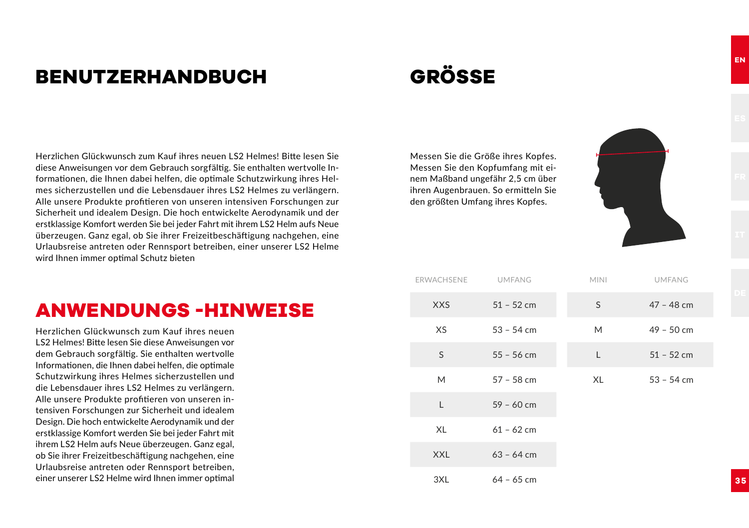# BENUTZERHANDBUCH

Herzlichen Glückwunsch zum Kauf ihres neuen LS2 Helmes! Bitte lesen Sie diese Anweisungen vor dem Gebrauch sorgfältig. Sie enthalten wertvolle Informationen, die Ihnen dabei helfen, die optimale Schutzwirkung ihres Helmes sicherzustellen und die Lebensdauer ihres LS2 Helmes zu verlängern. Alle unsere Produkte profitieren von unseren intensiven Forschungen zur Sicherheit und idealem Design. Die hoch entwickelte Aerodynamik und der erstklassige Komfort werden Sie bei jeder Fahrt mit ihrem LS2 Helm aufs Neue überzeugen. Ganz egal, ob Sie ihrer Freizeitbeschäftigung nachgehen, eine Urlaubsreise antreten oder Rennsport betreiben, einer unserer LS2 Helme wird Ihnen immer optimal Schutz bieten

## ANWENDUNGS -HINWEISE

Herzlichen Glückwunsch zum Kauf ihres neuen LS2 Helmes! Bitte lesen Sie diese Anweisungen vor dem Gebrauch sorgfältig. Sie enthalten wertvolle Informationen, die Ihnen dabei helfen, die optimale Schutzwirkung ihres Helmes sicherzustellen und die Lebensdauer ihres LS2 Helmes zu verlängern. Alle unsere Produkte profitieren von unseren intensiven Forschungen zur Sicherheit und idealem Design. Die hoch entwickelte Aerodynamik und der erstklassige Komfort werden Sie bei jeder Fahrt mit ihrem LS2 Helm aufs Neue überzeugen. Ganz egal, ob Sie ihrer Freizeitbeschäftigung nachgehen, eine Urlaubsreise antreten oder Rennsport betreiben, einer unserer LS2 Helme wird Ihnen immer optimal

# GRÖSSE

Messen Sie die Größe ihres Kopfes. Messen Sie den Kopfumfang mit einem Maßband ungefähr 2,5 cm über ihren Augenbrauen. So ermitteln Sie den größten Umfang ihres Kopfes.

| ERWACHSENE | UMFANG | MINI | UMFANG |
|---|---|---|---|
| XXS | 51 – 52 cm | S | 47 – 48 cm |
| XS | 53 – 54 cm | M | 49 – 50 cm |
| S | 55 – 56 cm | L | 51 – 52 cm |
| M | 57 – 58 cm | XL | 53 – 54 cm |
| L | 59 – 60 cm | | |
| XL | 61 – 62 cm | | |
| XXL | 63 – 64 cm | | |
| 3XL | 64 – 65 cm | | |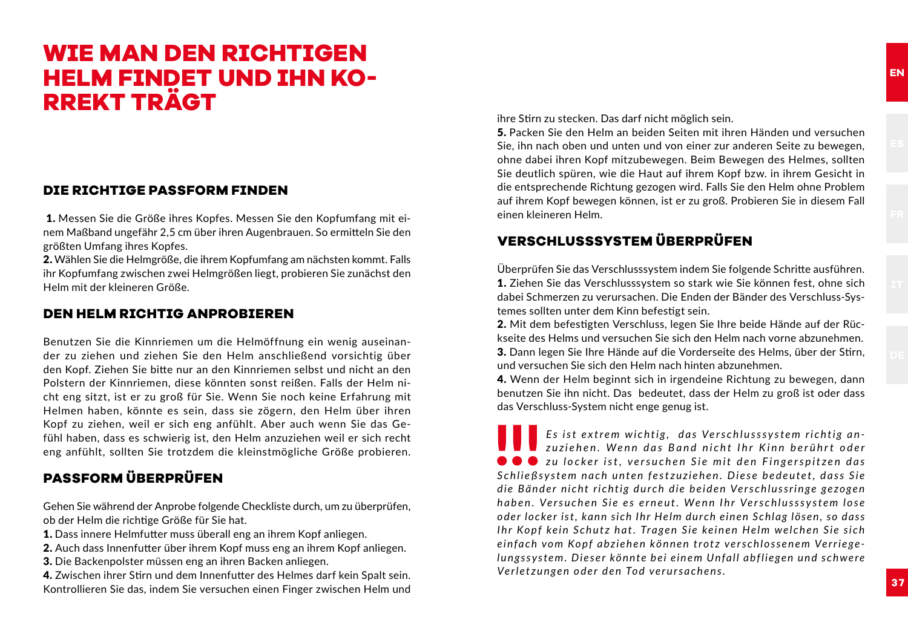# WIE MAN DEN RICHTIGEN HELM FINDET UND IHN KORREKT TRÄGT

## DIE RICHTIGE PASSFORM FINDEN

**1.** Messen Sie die Größe ihres Kopfes. Messen Sie den Kopfumfang mit einem Maßband ungefähr 2,5 cm über ihren Augenbrauen. So ermitteln Sie den größten Umfang ihres Kopfes.
**2.** Wählen Sie die Helmgröße, die ihrem Kopfumfang am nächsten kommt. Falls ihr Kopfumfang zwischen zwei Helmgrößen liegt, probieren Sie zunächst den Helm mit der kleineren Größe.

## DEN HELM RICHTIG ANPROBIEREN

Benutzen Sie die Kinnriemen um die Helmöffnung ein wenig auseinander zu ziehen und ziehen Sie den Helm anschließend vorsichtig über den Kopf. Ziehen Sie bitte nur an den Kinnriemen selbst und nicht an den Polstern der Kinnriemen, diese könnten sonst reißen. Falls der Helm nicht eng sitzt, ist er zu groß für Sie. Wenn Sie noch keine Erfahrung mit Helmen haben, könnte es sein, dass sie zögern, den Helm über ihren Kopf zu ziehen, weil er sich eng anfühlt. Aber auch wenn Sie das Gefühl haben, dass es schwierig ist, den Helm anzuziehen weil er sich recht eng anfühlt, sollten Sie trotzdem die kleinstmögliche Größe probieren.

## PASSFORM ÜBERPRÜFEN

Gehen Sie während der Anprobe folgende Checkliste durch, um zu überprüfen, ob der Helm die richtige Größe für Sie hat.
**1.** Dass innere Helmfutter muss überall eng an ihrem Kopf anliegen.
**2.** Auch dass Innenfutter über ihrem Kopf muss eng an ihrem Kopf anliegen.
**3.** Die Backenpolster müssen eng an ihren Backen anliegen.
**4.** Zwischen ihrer Stirn und dem Innenfutter des Helmes darf kein Spalt sein. Kontrollieren Sie das, indem Sie versuchen einen Finger zwischen Helm und ihre Stirn zu stecken. Das darf nicht möglich sein.
**5.** Packen Sie den Helm an beiden Seiten mit ihren Händen und versuchen Sie, ihn nach oben und unten und von einer zur anderen Seite zu bewegen, ohne dabei ihren Kopf mitzubewegen. Beim Bewegen des Helmes, sollten Sie deutlich spüren, wie die Haut auf ihrem Kopf bzw. in ihrem Gesicht in die entsprechende Richtung gezogen wird. Falls Sie den Helm ohne Problem auf ihrem Kopf bewegen können, ist er zu groß. Probieren Sie in diesem Fall einen kleineren Helm.

## VERSCHLUSSSYSTEM ÜBERPRÜFEN

Überprüfen Sie das Verschlusssystem indem Sie folgende Schritte ausführen.
**1.** Ziehen Sie das Verschlusssystem so stark wie Sie können fest, ohne sich dabei Schmerzen zu verursachen. Die Enden der Bänder des Verschluss-Systemes sollten unter dem Kinn befestigt sein.
**2.** Mit dem befestigten Verschluss, legen Sie Ihre beide Hände auf der Rückseite des Helms und versuchen Sie sich den Helm nach vorne abzunehmen.
**3.** Dann legen Sie Ihre Hände auf die Vorderseite des Helms, über der Stirn, und versuchen Sie sich den Helm nach hinten abzunehmen.
**4.** Wenn der Helm beginnt sich in irgendeine Richtung zu bewegen, dann benutzen Sie ihn nicht. Das bedeutet, dass der Helm zu groß ist oder dass das Verschluss-System nicht enge genug ist.

**!!!** *Es ist extrem wichtig, das Verschlusssystem richtig anzuziehen. Wenn das Band nicht Ihr Kinn berührt oder zu locker ist, versuchen Sie mit den Fingerspitzen das Schließsystem nach unten festzuziehen. Diese bedeutet, dass Sie die Bänder nicht richtig durch die beiden Verschlussringe gezogen haben. Versuchen Sie es erneut. Wenn Ihr Verschlusssystem lose oder locker ist, kann sich Ihr Helm durch einen Schlag lösen, so dass Ihr Kopf kein Schutz hat. Tragen Sie keinen Helm welchen Sie sich einfach vom Kopf abziehen können trotz verschlossenem Verriegelungssystem. Dieser könnte bei einem Unfall abfliegen und schwere Verletzungen oder den Tod verursachens.*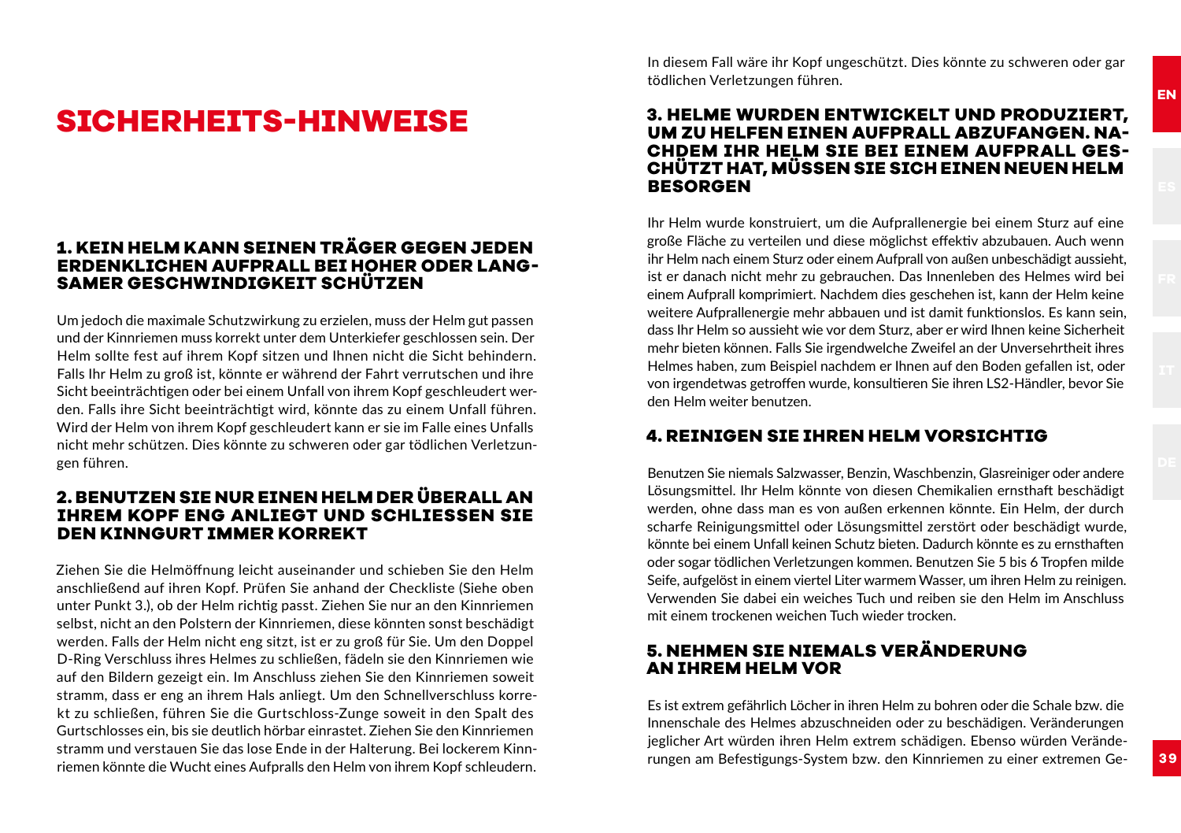# SICHERHEITS-HINWEISE

## 1. KEIN HELM KANN SEINEN TRÄGER GEGEN JEDEN ERDENKLICHEN AUFPRALL BEI HOHER ODER LANGSAMER GESCHWINDIGKEIT SCHÜTZEN

Um jedoch die maximale Schutzwirkung zu erzielen, muss der Helm gut passen und der Kinnriemen muss korrekt unter dem Unterkiefer geschlossen sein. Der Helm sollte fest auf ihrem Kopf sitzen und Ihnen nicht die Sicht behindern. Falls Ihr Helm zu groß ist, könnte er während der Fahrt verrutschen und ihre Sicht beeinträchtigen oder bei einem Unfall von ihrem Kopf geschleudert werden. Falls ihre Sicht beeinträchtigt wird, könnte das zu einem Unfall führen. Wird der Helm von ihrem Kopf geschleudert kann er sie im Falle eines Unfalls nicht mehr schützen. Dies könnte zu schweren oder gar tödlichen Verletzungen führen.

## 2. BENUTZEN SIE NUR EINEN HELM DER ÜBERALL AN IHREM KOPF ENG ANLIEGT UND SCHLIESSEN SIE DEN KINNGURT IMMER KORREKT

Ziehen Sie die Helmöffnung leicht auseinander und schieben Sie den Helm anschließend auf ihren Kopf. Prüfen Sie anhand der Checkliste (Siehe oben unter Punkt 3.), ob der Helm richtig passt. Ziehen Sie nur an den Kinnriemen selbst, nicht an den Polstern der Kinnriemen, diese könnten sonst beschädigt werden. Falls der Helm nicht eng sitzt, ist er zu groß für Sie. Um den Doppel D-Ring Verschluss ihres Helmes zu schließen, fädeln sie den Kinnriemen wie auf den Bildern gezeigt ein. Im Anschluss ziehen Sie den Kinnriemen soweit stramm, dass er eng an ihrem Hals anliegt. Um den Schnellverschluss korrekt zu schließen, führen Sie die Gurtschloss-Zunge soweit in den Spalt des Gurtschlosses ein, bis sie deutlich hörbar einrastet. Ziehen Sie den Kinnriemen stramm und verstauen Sie das lose Ende in der Halterung. Bei lockerem Kinnriemen könnte die Wucht eines Aufpralls den Helm von ihrem Kopf schleudern. In diesem Fall wäre ihr Kopf ungeschützt. Dies könnte zu schweren oder gar tödlichen Verletzungen führen.

## 3. HELME WURDEN ENTWICKELT UND PRODUZIERT, UM ZU HELFEN EINEN AUFPRALL ABZUFANGEN. NACHDEM IHR HELM SIE BEI EINEM AUFPRALL GESCHÜTZT HAT, MÜSSEN SIE SICH EINEN NEUEN HELM BESORGEN

Ihr Helm wurde konstruiert, um die Aufprallenergie bei einem Sturz auf eine große Fläche zu verteilen und diese möglichst effektiv abzubauen. Auch wenn ihr Helm nach einem Sturz oder einem Aufprall von außen unbeschädigt aussieht, ist er danach nicht mehr zu gebrauchen. Das Innenleben des Helmes wird bei einem Aufprall komprimiert. Nachdem dies geschehen ist, kann der Helm keine weitere Aufprallenergie mehr abbauen und ist damit funktionslos. Es kann sein, dass Ihr Helm so aussieht wie vor dem Sturz, aber er wird Ihnen keine Sicherheit mehr bieten können. Falls Sie irgendwelche Zweifel an der Unversehrtheit ihres Helmes haben, zum Beispiel nachdem er Ihnen auf den Boden gefallen ist, oder von irgendetwas getroffen wurde, konsultieren Sie ihren LS2-Händler, bevor Sie den Helm weiter benutzen.

## 4. REINIGEN SIE IHREN HELM VORSICHTIG

Benutzen Sie niemals Salzwasser, Benzin, Waschbenzin, Glasreiniger oder andere Lösungsmittel. Ihr Helm könnte von diesen Chemikalien ernsthaft beschädigt werden, ohne dass man es von außen erkennen könnte. Ein Helm, der durch scharfe Reinigungsmittel oder Lösungsmittel zerstört oder beschädigt wurde, könnte bei einem Unfall keinen Schutz bieten. Dadurch könnte es zu ernsthaften oder sogar tödlichen Verletzungen kommen. Benutzen Sie 5 bis 6 Tropfen milde Seife, aufgelöst in einem viertel Liter warmem Wasser, um ihren Helm zu reinigen. Verwenden Sie dabei ein weiches Tuch und reiben sie den Helm im Anschluss mit einem trockenen weichen Tuch wieder trocken.

## 5. NEHMEN SIE NIEMALS VERÄNDERUNG AN IHREM HELM VOR

Es ist extrem gefährlich Löcher in ihren Helm zu bohren oder die Schale bzw. die Innenschale des Helmes abzuschneiden oder zu beschädigen. Veränderungen jeglicher Art würden ihren Helm extrem schädigen. Ebenso würden Veränderungen am Befestigungs-System bzw. den Kinnriemen zu einer extremen Ge-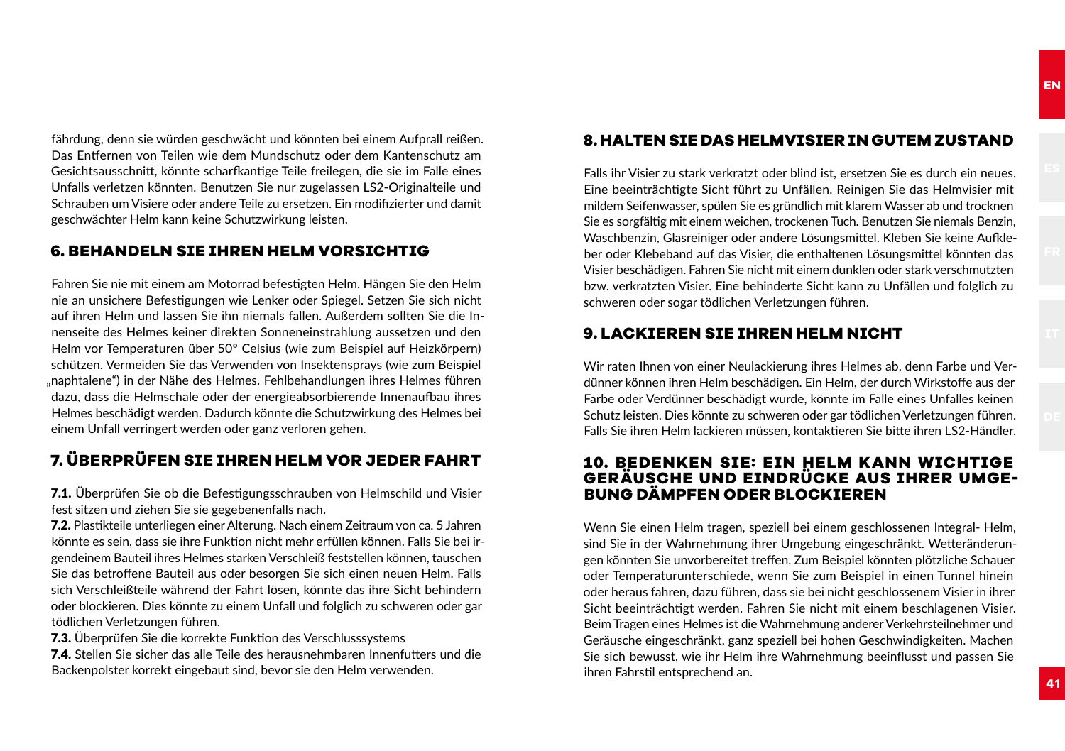fährdung, denn sie würden geschwächt und könnten bei einem Aufprall reißen. Das Entfernen von Teilen wie dem Mundschutz oder dem Kantenschutz am Gesichtsausschnitt, könnte scharfkantige Teile freilegen, die sie im Falle eines Unfalls verletzen könnten. Benutzen Sie nur zugelassen LS2-Originalteile und Schrauben um Visiere oder andere Teile zu ersetzen. Ein modifizierter und damit geschwächter Helm kann keine Schutzwirkung leisten.

## 6. BEHANDELN SIE IHREN HELM VORSICHTIG

Fahren Sie nie mit einem am Motorrad befestigten Helm. Hängen Sie den Helm nie an unsichere Befestigungen wie Lenker oder Spiegel. Setzen Sie sich nicht auf ihren Helm und lassen Sie ihn niemals fallen. Außerdem sollten Sie die Innenseite des Helmes keiner direkten Sonneneinstrahlung aussetzen und den Helm vor Temperaturen über 50° Celsius (wie zum Beispiel auf Heizkörpern) schützen. Vermeiden Sie das Verwenden von Insektensprays (wie zum Beispiel „naphtalene") in der Nähe des Helmes. Fehlbehandlungen ihres Helmes führen dazu, dass die Helmschale oder der energieabsorbierende Innenaufbau ihres Helmes beschädigt werden. Dadurch könnte die Schutzwirkung des Helmes bei einem Unfall verringert werden oder ganz verloren gehen.

## 7. ÜBERPRÜFEN SIE IHREN HELM VOR JEDER FAHRT

**7.1.** Überprüfen Sie ob die Befestigungsschrauben von Helmschild und Visier fest sitzen und ziehen Sie sie gegebenenfalls nach.

**7.2.** Plastikteile unterliegen einer Alterung. Nach einem Zeitraum von ca. 5 Jahren könnte es sein, dass sie ihre Funktion nicht mehr erfüllen können. Falls Sie bei irgendeinem Bauteil ihres Helmes starken Verschleiß feststellen können, tauschen Sie das betroffene Bauteil aus oder besorgen Sie sich einen neuen Helm. Falls sich Verschleißteile während der Fahrt lösen, könnte das ihre Sicht behindern oder blockieren. Dies könnte zu einem Unfall und folglich zu schweren oder gar tödlichen Verletzungen führen.

**7.3.** Überprüfen Sie die korrekte Funktion des Verschlusssystems

**7.4.** Stellen Sie sicher das alle Teile des herausnehmbaren Innenfutters und die Backenpolster korrekt eingebaut sind, bevor sie den Helm verwenden.

## 8. HALTEN SIE DAS HELMVISIER IN GUTEM ZUSTAND

Falls ihr Visier zu stark verkratzt oder blind ist, ersetzen Sie es durch ein neues. Eine beeinträchtigte Sicht führt zu Unfällen. Reinigen Sie das Helmvisier mit mildem Seifenwasser, spülen Sie es gründlich mit klarem Wasser ab und trocknen Sie es sorgfältig mit einem weichen, trockenen Tuch. Benutzen Sie niemals Benzin, Waschbenzin, Glasreiniger oder andere Lösungsmittel. Kleben Sie keine Aufkleber oder Klebeband auf das Visier, die enthaltenen Lösungsmittel könnten das Visier beschädigen. Fahren Sie nicht mit einem dunklen oder stark verschmutzten bzw. verkratzten Visier. Eine behinderte Sicht kann zu Unfällen und folglich zu schweren oder sogar tödlichen Verletzungen führen.

## 9. LACKIEREN SIE IHREN HELM NICHT

Wir raten Ihnen von einer Neulackierung ihres Helmes ab, denn Farbe und Verdünner können ihren Helm beschädigen. Ein Helm, der durch Wirkstoffe aus der Farbe oder Verdünner beschädigt wurde, könnte im Falle eines Unfalles keinen Schutz leisten. Dies könnte zu schweren oder gar tödlichen Verletzungen führen. Falls Sie ihren Helm lackieren müssen, kontaktieren Sie bitte ihren LS2-Händler.

## 10. BEDENKEN SIE: EIN HELM KANN WICHTIGE GERÄUSCHE UND EINDRÜCKE AUS IHRER UMGEBUNG DÄMPFEN ODER BLOCKIEREN

Wenn Sie einen Helm tragen, speziell bei einem geschlossenen Integral- Helm, sind Sie in der Wahrnehmung ihrer Umgebung eingeschränkt. Wetteränderungen könnten Sie unvorbereitet treffen. Zum Beispiel könnten plötzliche Schauer oder Temperaturunterschiede, wenn Sie zum Beispiel in einen Tunnel hinein oder heraus fahren, dazu führen, dass sie bei nicht geschlossenem Visier in ihrer Sicht beeinträchtigt werden. Fahren Sie nicht mit einem beschlagenen Visier. Beim Tragen eines Helmes ist die Wahrnehmung anderer Verkehrsteilnehmer und Geräusche eingeschränkt, ganz speziell bei hohen Geschwindigkeiten. Machen Sie sich bewusst, wie ihr Helm ihre Wahrnehmung beeinflusst und passen Sie ihren Fahrstil entsprechend an.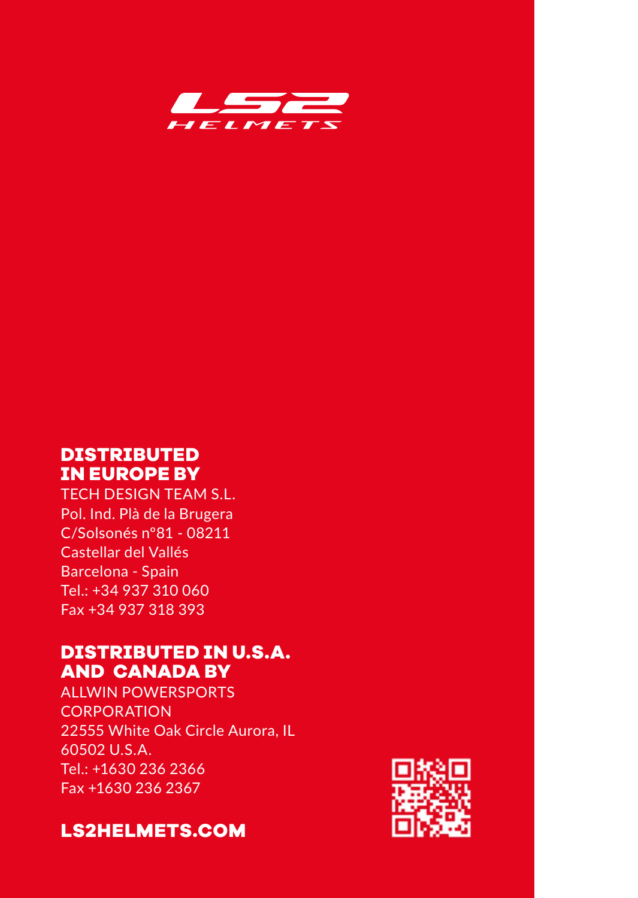LS2 HELMETS

## DISTRIBUTED IN EUROPE BY

TECH DESIGN TEAM S.L.
Pol. Ind. Plà de la Brugera
C/Solsonés nº81 - 08211
Castellar del Vallés
Barcelona - Spain
Tel.: +34 937 310 060
Fax +34 937 318 393

## DISTRIBUTED IN U.S.A. AND CANADA BY

ALLWIN POWERSPORTS CORPORATION
22555 White Oak Circle Aurora, IL
60502 U.S.A.
Tel.: +1630 236 2366
Fax +1630 236 2367

**LS2HELMETS.COM**